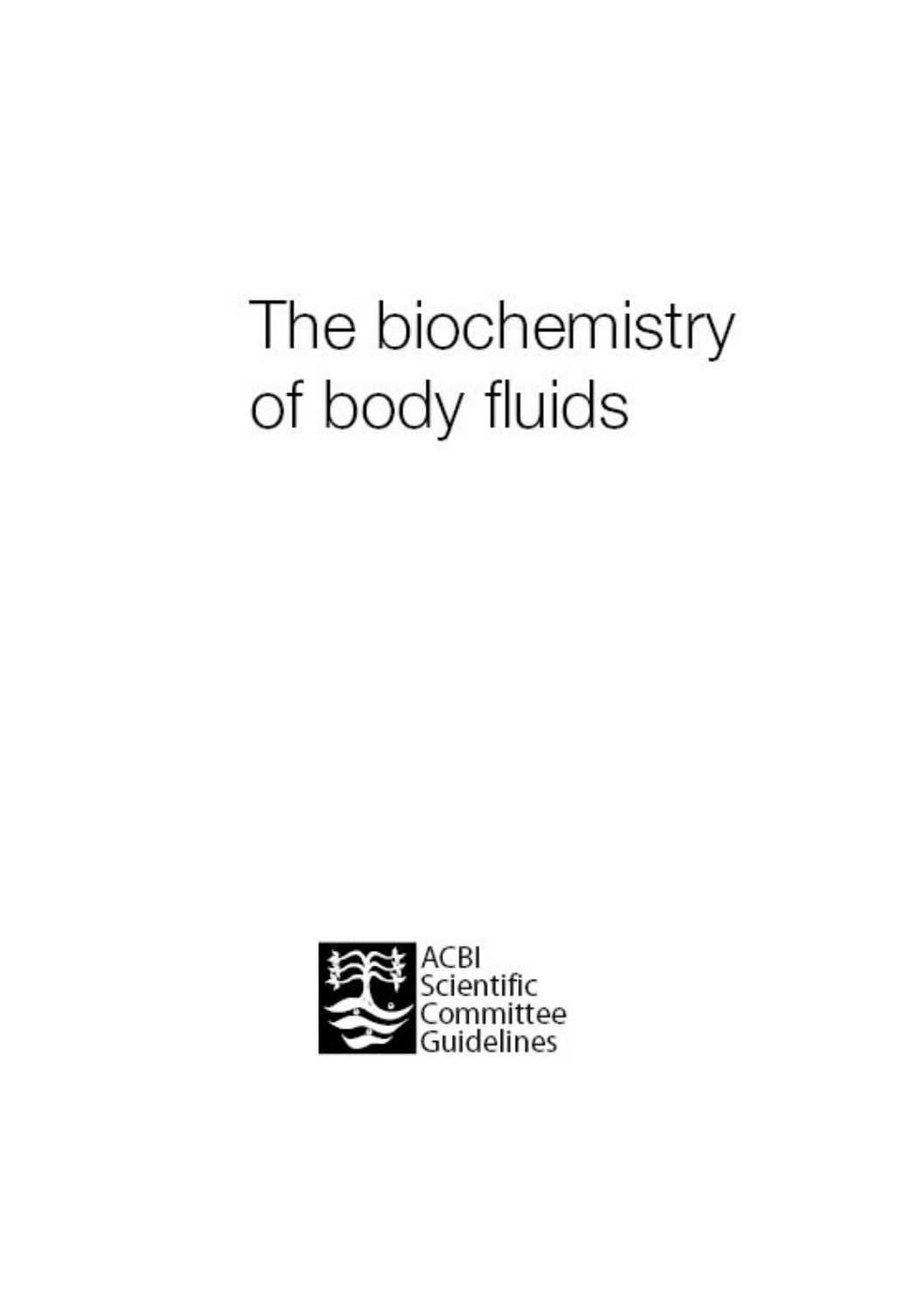# The biochemistry of body fluids

ACBI
Scientific
Committee
Guidelines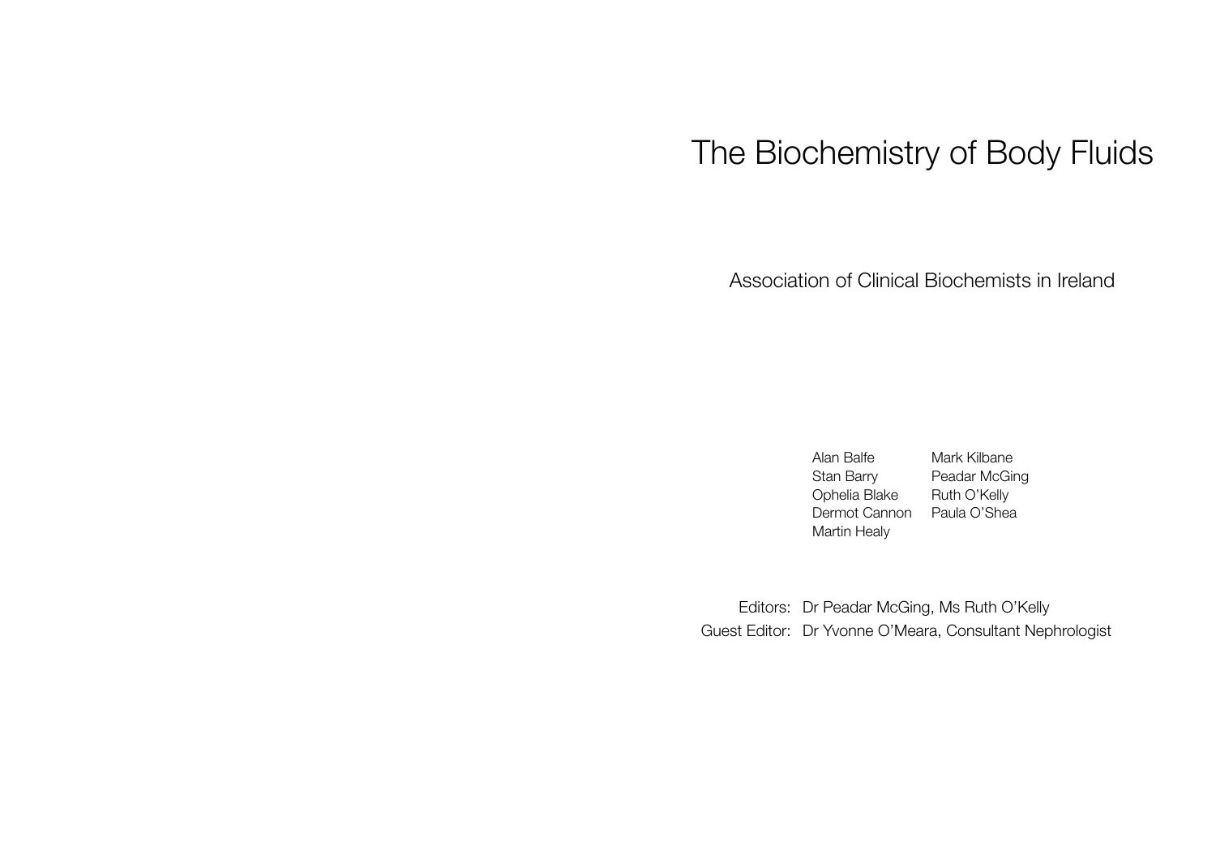# The Biochemistry of Body Fluids

Association of Clinical Biochemists in Ireland

Alan Balfe
Stan Barry
Ophelia Blake
Dermot Cannon
Martin Healy
Mark Kilbane
Peadar McGing
Ruth O'Kelly
Paula O'Shea

Editors: Dr Peadar McGing, Ms Ruth O'Kelly

Guest Editor: Dr Yvonne O'Meara, Consultant Nephrologist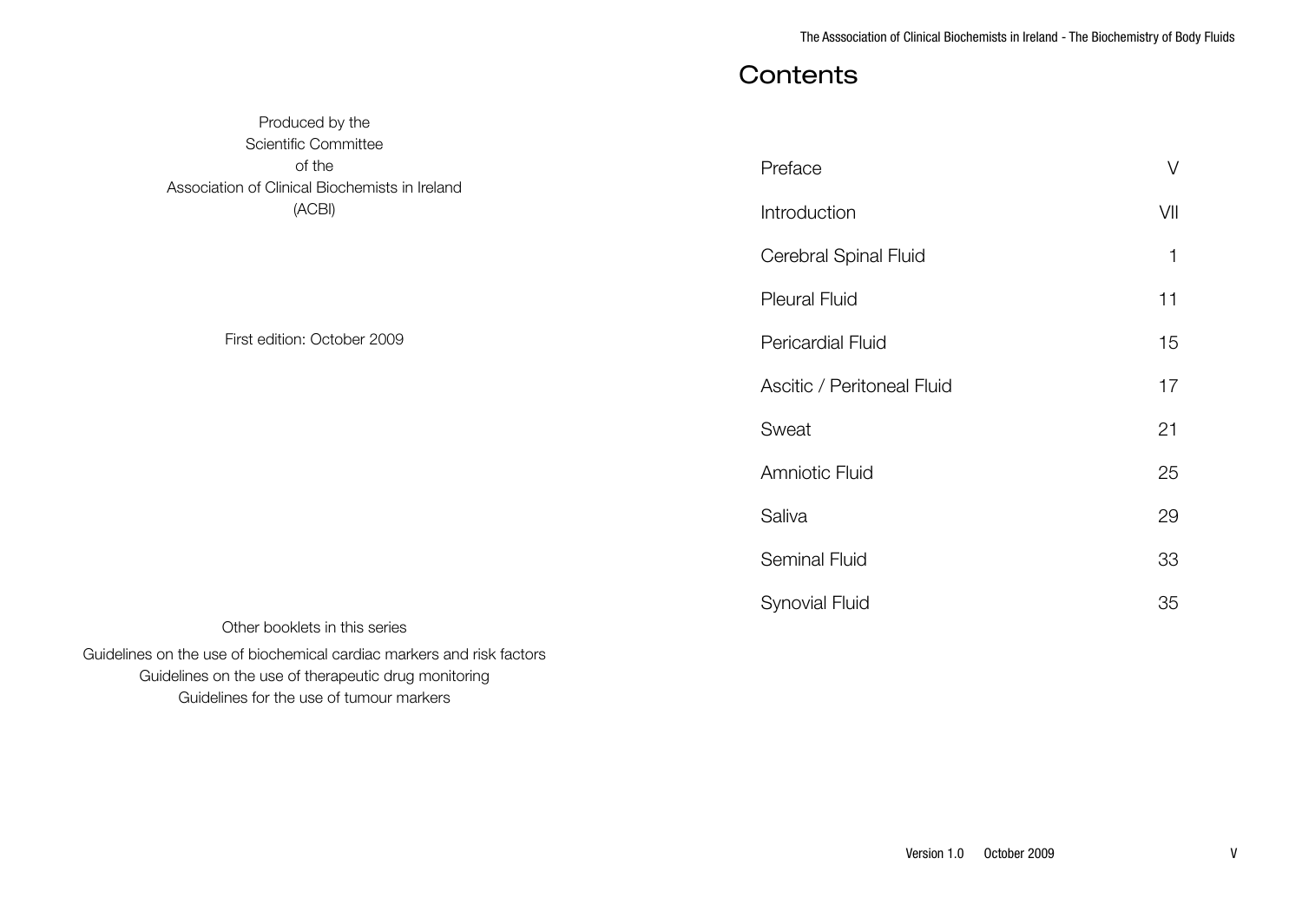Produced by the
Scientific Committee
of the
Association of Clinical Biochemists in Ireland
(ACBI)

First edition: October 2009

Other booklets in this series

Guidelines on the use of biochemical cardiac markers and risk factors
Guidelines on the use of therapeutic drug monitoring
Guidelines for the use of tumour markers

# Contents

| | |
|---|---|
| Preface | V |
| Introduction | VII |
| Cerebral Spinal Fluid | 1 |
| Pleural Fluid | 11 |
| Pericardial Fluid | 15 |
| Ascitic / Peritoneal Fluid | 17 |
| Sweat | 21 |
| Amniotic Fluid | 25 |
| Saliva | 29 |
| Seminal Fluid | 33 |
| Synovial Fluid | 35 |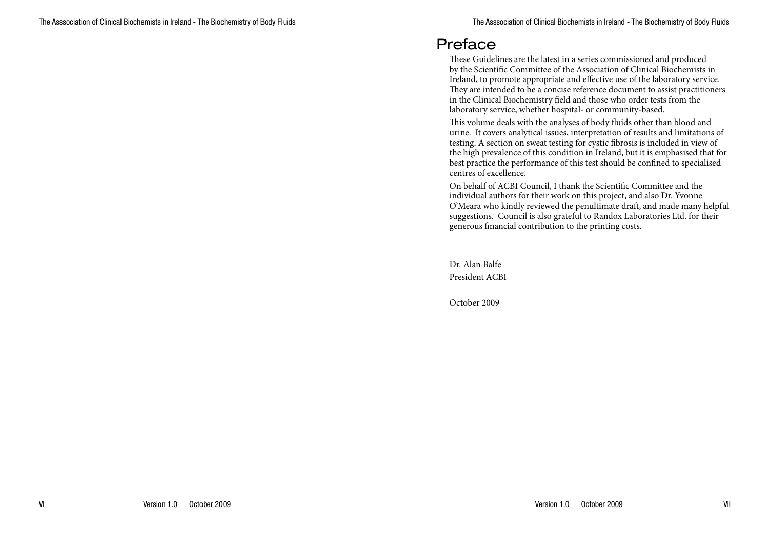# Preface

These Guidelines are the latest in a series commissioned and produced by the Scientific Committee of the Association of Clinical Biochemists in Ireland, to promote appropriate and effective use of the laboratory service. They are intended to be a concise reference document to assist practitioners in the Clinical Biochemistry field and those who order tests from the laboratory service, whether hospital- or community-based.

This volume deals with the analyses of body fluids other than blood and urine. It covers analytical issues, interpretation of results and limitations of testing. A section on sweat testing for cystic fibrosis is included in view of the high prevalence of this condition in Ireland, but it is emphasised that for best practice the performance of this test should be confined to specialised centres of excellence.

On behalf of ACBI Council, I thank the Scientific Committee and the individual authors for their work on this project, and also Dr. Yvonne O'Meara who kindly reviewed the penultimate draft, and made many helpful suggestions. Council is also grateful to Randox Laboratories Ltd. for their generous financial contribution to the printing costs.

Dr. Alan Balfe
President ACBI

October 2009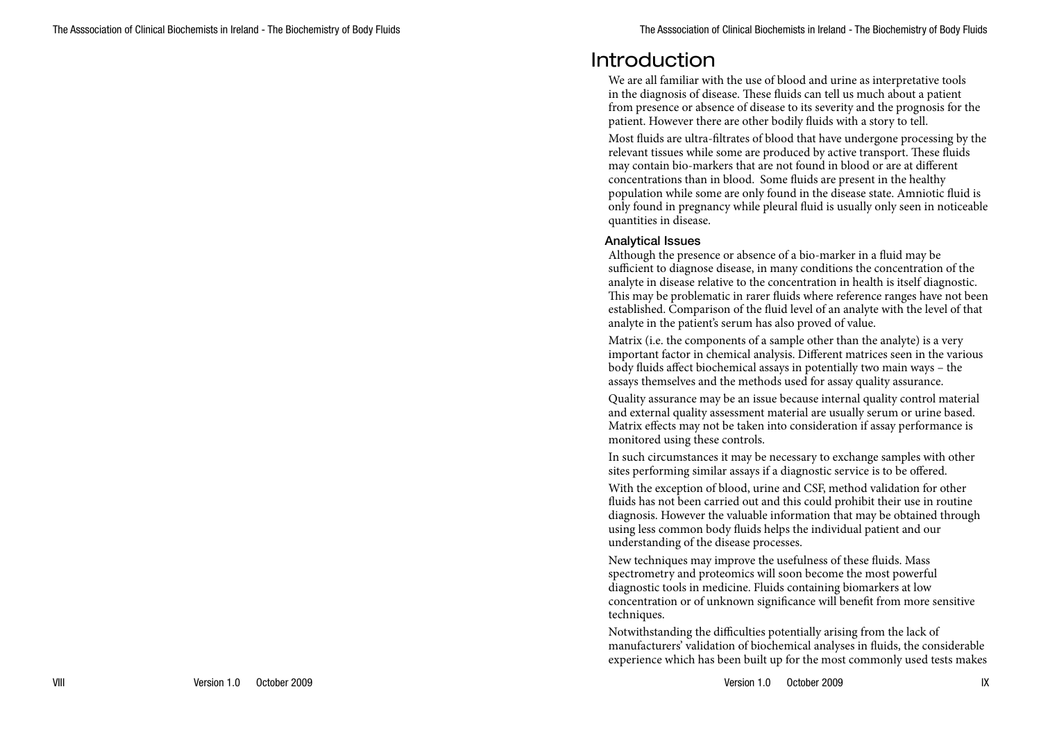# Introduction

We are all familiar with the use of blood and urine as interpretative tools in the diagnosis of disease. These fluids can tell us much about a patient from presence or absence of disease to its severity and the prognosis for the patient. However there are other bodily fluids with a story to tell.

Most fluids are ultra-filtrates of blood that have undergone processing by the relevant tissues while some are produced by active transport. These fluids may contain bio-markers that are not found in blood or are at different concentrations than in blood. Some fluids are present in the healthy population while some are only found in the disease state. Amniotic fluid is only found in pregnancy while pleural fluid is usually only seen in noticeable quantities in disease.

## Analytical Issues

Although the presence or absence of a bio-marker in a fluid may be sufficient to diagnose disease, in many conditions the concentration of the analyte in disease relative to the concentration in health is itself diagnostic. This may be problematic in rarer fluids where reference ranges have not been established. Comparison of the fluid level of an analyte with the level of that analyte in the patient's serum has also proved of value.

Matrix (i.e. the components of a sample other than the analyte) is a very important factor in chemical analysis. Different matrices seen in the various body fluids affect biochemical assays in potentially two main ways – the assays themselves and the methods used for assay quality assurance.

Quality assurance may be an issue because internal quality control material and external quality assessment material are usually serum or urine based. Matrix effects may not be taken into consideration if assay performance is monitored using these controls.

In such circumstances it may be necessary to exchange samples with other sites performing similar assays if a diagnostic service is to be offered.

With the exception of blood, urine and CSF, method validation for other fluids has not been carried out and this could prohibit their use in routine diagnosis. However the valuable information that may be obtained through using less common body fluids helps the individual patient and our understanding of the disease processes.

New techniques may improve the usefulness of these fluids. Mass spectrometry and proteomics will soon become the most powerful diagnostic tools in medicine. Fluids containing biomarkers at low concentration or of unknown significance will benefit from more sensitive techniques.

Notwithstanding the difficulties potentially arising from the lack of manufacturers' validation of biochemical analyses in fluids, the considerable experience which has been built up for the most commonly used tests makes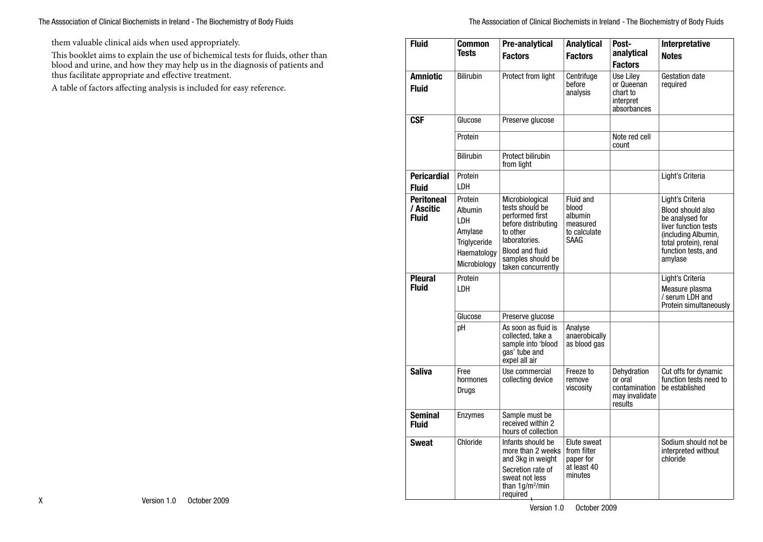them valuable clinical aids when used appropriately.

This booklet aims to explain the use of bichemical tests for fluids, other than blood and urine, and how they may help us in the diagnosis of patients and thus facilitate appropriate and effective treatment.

A table of factors affecting analysis is included for easy reference.

| Fluid | Common Tests | Pre-analytical Factors | Analytical Factors | Post-analytical Factors | Interpretative Notes |
|---|---|---|---|---|---|
| **Amniotic Fluid** | Bilirubin | Protect from light | Centrifuge before analysis | Use Liley or Queenan chart to interpret absorbances | Gestation date required |
| **CSF** | Glucose | Preserve glucose | | | |
| | Protein | | | Note red cell count | |
| | Bilirubin | Protect bilirubin from light | | | |
| **Pericardial Fluid** | Protein<br>LDH | | | | Light's Criteria |
| **Peritoneal / Ascitic Fluid** | Protein<br>Albumin<br>LDH<br>Amylase<br>Triglyceride<br>Haematology<br>Microbiology | Microbiological tests should be performed first before distributing to other laboratories.<br>Blood and fluid samples should be taken concurrently | Fluid and blood albumin measured to calculate SAAG | | Light's Criteria<br>Blood should also be analysed for liver function tests (including Albumin, total protein), renal function tests, and amylase |
| **Pleural Fluid** | Protein<br>LDH | | | | Light's Criteria<br>Measure plasma / serum LDH and Protein simultaneously |
| | Glucose | Preserve glucose | | | |
| | pH | As soon as fluid is collected, take a sample into 'blood gas' tube and expel all air | Analyse anaerobically as blood gas | | |
| **Saliva** | Free hormones<br>Drugs | Use commercial collecting device | Freeze to remove viscosity | Dehydration or oral contamination may invalidate results | Cut offs for dynamic function tests need to be established |
| **Seminal Fluid** | Enzymes | Sample must be received within 2 hours of collection | | | |
| **Sweat** | Chloride | Infants should be more than 2 weeks and 3kg in weight<br>Secretion rate of sweat not less than $1g/m^2/min$ required | Elute sweat from filter paper for at least 40 minutes | | Sodium should not be interpreted without chloride |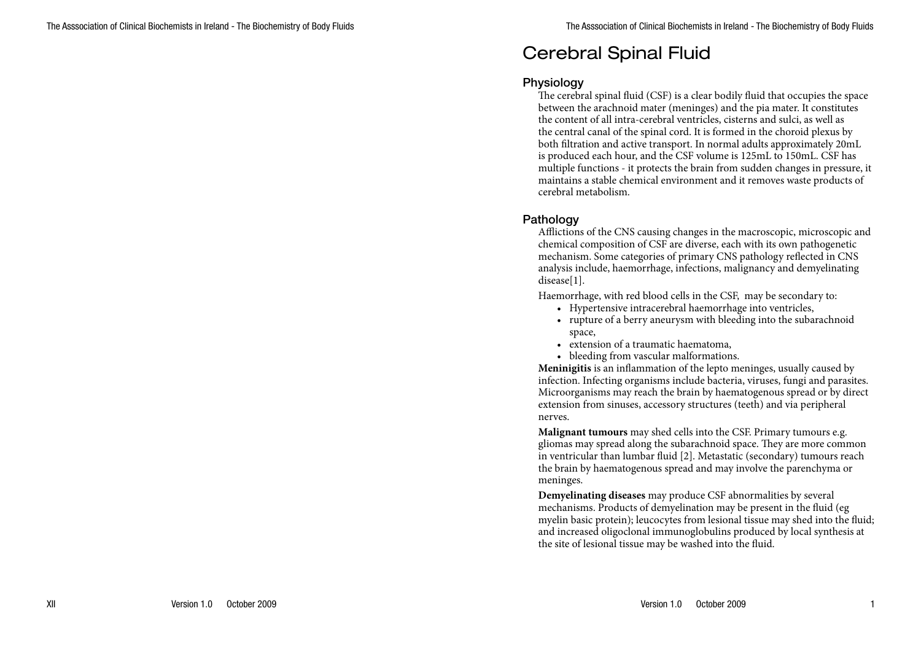# Cerebral Spinal Fluid

## Physiology

The cerebral spinal fluid (CSF) is a clear bodily fluid that occupies the space between the arachnoid mater (meninges) and the pia mater. It constitutes the content of all intra-cerebral ventricles, cisterns and sulci, as well as the central canal of the spinal cord. It is formed in the choroid plexus by both filtration and active transport. In normal adults approximately 20mL is produced each hour, and the CSF volume is 125mL to 150mL. CSF has multiple functions - it protects the brain from sudden changes in pressure, it maintains a stable chemical environment and it removes waste products of cerebral metabolism.

## Pathology

Afflictions of the CNS causing changes in the macroscopic, microscopic and chemical composition of CSF are diverse, each with its own pathogenetic mechanism. Some categories of primary CNS pathology reflected in CNS analysis include, haemorrhage, infections, malignancy and demyelinating disease[1].

Haemorrhage, with red blood cells in the CSF, may be secondary to:

- Hypertensive intracerebral haemorrhage into ventricles,
- rupture of a berry aneurysm with bleeding into the subarachnoid space,
- extension of a traumatic haematoma,
- bleeding from vascular malformations.

**Meninigitis** is an inflammation of the lepto meninges, usually caused by infection. Infecting organisms include bacteria, viruses, fungi and parasites. Microorganisms may reach the brain by haematogenous spread or by direct extension from sinuses, accessory structures (teeth) and via peripheral nerves.

**Malignant tumours** may shed cells into the CSF. Primary tumours e.g. gliomas may spread along the subarachnoid space. They are more common in ventricular than lumbar fluid [2]. Metastatic (secondary) tumours reach the brain by haematogenous spread and may involve the parenchyma or meninges.

**Demyelinating diseases** may produce CSF abnormalities by several mechanisms. Products of demyelination may be present in the fluid (eg myelin basic protein); leucocytes from lesional tissue may shed into the fluid; and increased oligoclonal immunoglobulins produced by local synthesis at the site of lesional tissue may be washed into the fluid.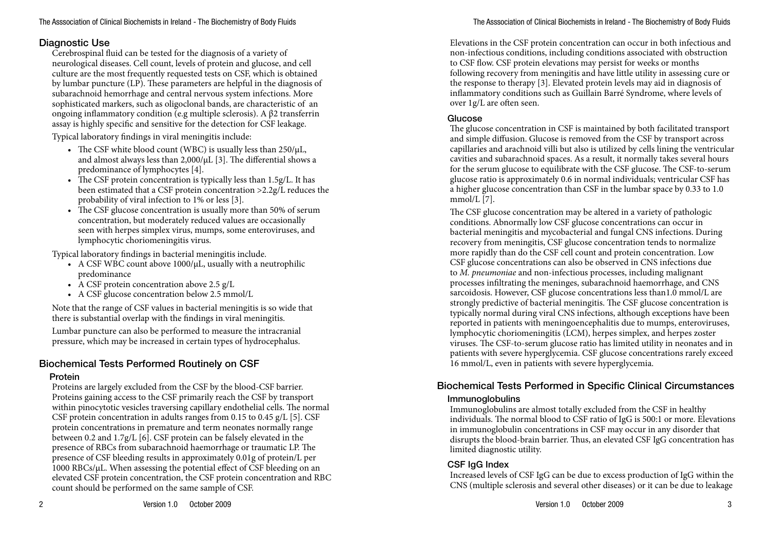## Diagnostic Use

Cerebrospinal fluid can be tested for the diagnosis of a variety of neurological diseases. Cell count, levels of protein and glucose, and cell culture are the most frequently requested tests on CSF, which is obtained by lumbar puncture (LP). These parameters are helpful in the diagnosis of subarachnoid hemorrhage and central nervous system infections. More sophisticated markers, such as oligoclonal bands, are characteristic of an ongoing inflammatory condition (e.g multiple sclerosis). A β2 transferrin assay is highly specific and sensitive for the detection for CSF leakage.

Typical laboratory findings in viral meningitis include:

- The CSF white blood count (WBC) is usually less than 250/μL, and almost always less than 2,000/μL [3]. The differential shows a predominance of lymphocytes [4].
- The CSF protein concentration is typically less than 1.5g/L. It has been estimated that a CSF protein concentration >2.2g/L reduces the probability of viral infection to 1% or less [3].
- The CSF glucose concentration is usually more than 50% of serum concentration, but moderately reduced values are occasionally seen with herpes simplex virus, mumps, some enteroviruses, and lymphocytic choriomeningitis virus.

Typical laboratory findings in bacterial meningitis include.

- A CSF WBC count above 1000/μL, usually with a neutrophilic predominance
- A CSF protein concentration above 2.5 g/L
- A CSF glucose concentration below 2.5 mmol/L

Note that the range of CSF values in bacterial meningitis is so wide that there is substantial overlap with the findings in viral meningitis.

Lumbar puncture can also be performed to measure the intracranial pressure, which may be increased in certain types of hydrocephalus.

## Biochemical Tests Performed Routinely on CSF

### Protein

Proteins are largely excluded from the CSF by the blood-CSF barrier. Proteins gaining access to the CSF primarily reach the CSF by transport within pinocytotic vesicles traversing capillary endothelial cells. The normal CSF protein concentration in adults ranges from 0.15 to 0.45 g/L [5]. CSF protein concentrations in premature and term neonates normally range between 0.2 and 1.7g/L [6]. CSF protein can be falsely elevated in the presence of RBCs from subarachnoid haemorrhage or traumatic LP. The presence of CSF bleeding results in approximately 0.01g of protein/L per 1000 RBCs/μL. When assessing the potential effect of CSF bleeding on an elevated CSF protein concentration, the CSF protein concentration and RBC count should be performed on the same sample of CSF.

Elevations in the CSF protein concentration can occur in both infectious and non-infectious conditions, including conditions associated with obstruction to CSF flow. CSF protein elevations may persist for weeks or months following recovery from meningitis and have little utility in assessing cure or the response to therapy [3]. Elevated protein levels may aid in diagnosis of inflammatory conditions such as Guillain Barré Syndrome, where levels of over 1g/L are often seen.

### Glucose

The glucose concentration in CSF is maintained by both facilitated transport and simple diffusion. Glucose is removed from the CSF by transport across capillaries and arachnoid villi but also is utilized by cells lining the ventricular cavities and subarachnoid spaces. As a result, it normally takes several hours for the serum glucose to equilibrate with the CSF glucose. The CSF-to-serum glucose ratio is approximately 0.6 in normal individuals; ventricular CSF has a higher glucose concentration than CSF in the lumbar space by 0.33 to 1.0 mmol/L [7].

The CSF glucose concentration may be altered in a variety of pathologic conditions. Abnormally low CSF glucose concentrations can occur in bacterial meningitis and mycobacterial and fungal CNS infections. During recovery from meningitis, CSF glucose concentration tends to normalize more rapidly than do the CSF cell count and protein concentration. Low CSF glucose concentrations can also be observed in CNS infections due to *M. pneumoniae* and non-infectious processes, including malignant processes infiltrating the meninges, subarachnoid haemorrhage, and CNS sarcoidosis. However, CSF glucose concentrations less than1.0 mmol/L are strongly predictive of bacterial meningitis. The CSF glucose concentration is typically normal during viral CNS infections, although exceptions have been reported in patients with meningoencephalitis due to mumps, enteroviruses, lymphocytic choriomeningitis (LCM), herpes simplex, and herpes zoster viruses. The CSF-to-serum glucose ratio has limited utility in neonates and in patients with severe hyperglycemia. CSF glucose concentrations rarely exceed 16 mmol/L, even in patients with severe hyperglycemia.

## Biochemical Tests Performed in Specific Clinical Circumstances

### Immunoglobulins

Immunoglobulins are almost totally excluded from the CSF in healthy individuals. The normal blood to CSF ratio of IgG is 500:1 or more. Elevations in immunoglobulin concentrations in CSF may occur in any disorder that disrupts the blood-brain barrier. Thus, an elevated CSF IgG concentration has limited diagnostic utility.

### CSF IgG Index

Increased levels of CSF IgG can be due to excess production of IgG within the CNS (multiple sclerosis and several other diseases) or it can be due to leakage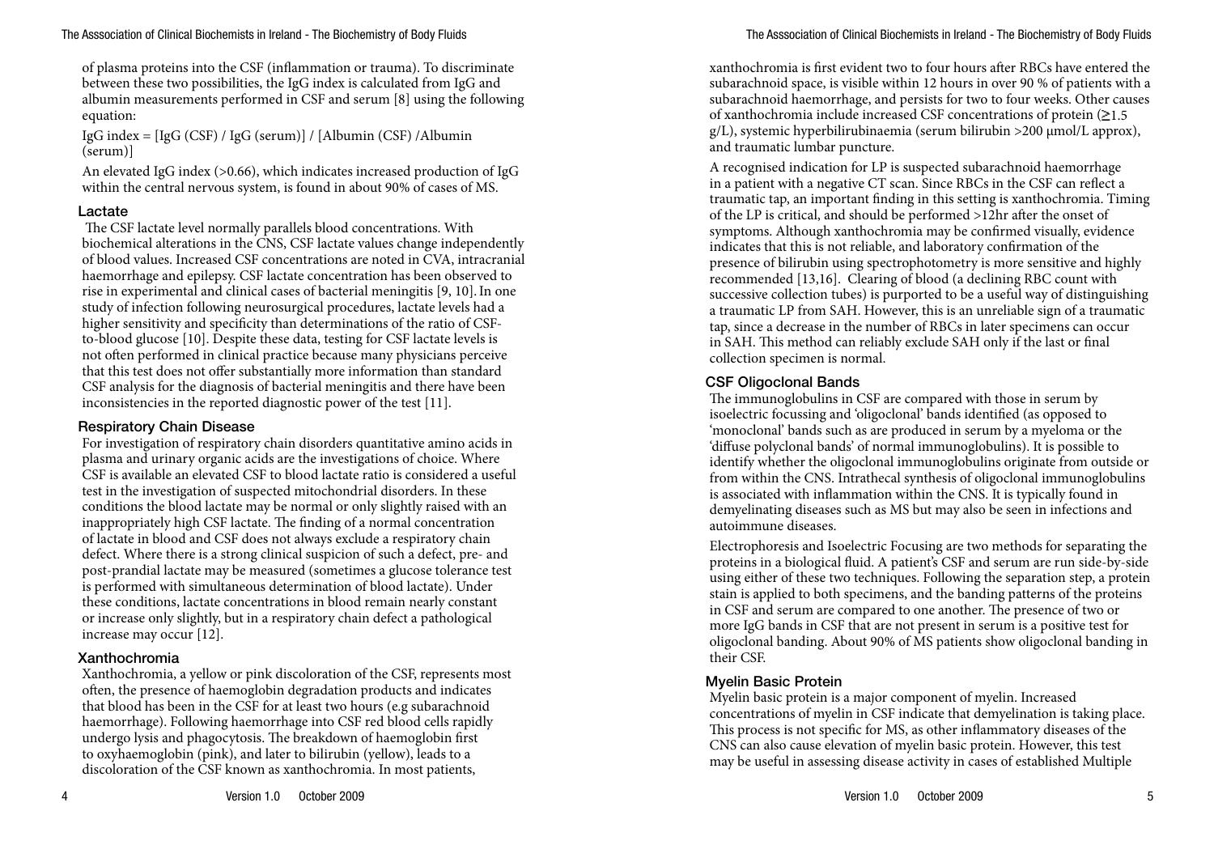of plasma proteins into the CSF (inflammation or trauma). To discriminate between these two possibilities, the IgG index is calculated from IgG and albumin measurements performed in CSF and serum [8] using the following equation:

IgG index = [IgG (CSF) / IgG (serum)] / [Albumin (CSF) /Albumin (serum)]

An elevated IgG index (>0.66), which indicates increased production of IgG within the central nervous system, is found in about 90% of cases of MS.

### Lactate

The CSF lactate level normally parallels blood concentrations. With biochemical alterations in the CNS, CSF lactate values change independently of blood values. Increased CSF concentrations are noted in CVA, intracranial haemorrhage and epilepsy. CSF lactate concentration has been observed to rise in experimental and clinical cases of bacterial meningitis [9, 10]. In one study of infection following neurosurgical procedures, lactate levels had a higher sensitivity and specificity than determinations of the ratio of CSF-to-blood glucose [10]. Despite these data, testing for CSF lactate levels is not often performed in clinical practice because many physicians perceive that this test does not offer substantially more information than standard CSF analysis for the diagnosis of bacterial meningitis and there have been inconsistencies in the reported diagnostic power of the test [11].

### Respiratory Chain Disease

For investigation of respiratory chain disorders quantitative amino acids in plasma and urinary organic acids are the investigations of choice. Where CSF is available an elevated CSF to blood lactate ratio is considered a useful test in the investigation of suspected mitochondrial disorders. In these conditions the blood lactate may be normal or only slightly raised with an inappropriately high CSF lactate. The finding of a normal concentration of lactate in blood and CSF does not always exclude a respiratory chain defect. Where there is a strong clinical suspicion of such a defect, pre- and post-prandial lactate may be measured (sometimes a glucose tolerance test is performed with simultaneous determination of blood lactate). Under these conditions, lactate concentrations in blood remain nearly constant or increase only slightly, but in a respiratory chain defect a pathological increase may occur [12].

### Xanthochromia

Xanthochromia, a yellow or pink discoloration of the CSF, represents most often, the presence of haemoglobin degradation products and indicates that blood has been in the CSF for at least two hours (e.g subarachnoid haemorrhage). Following haemorrhage into CSF red blood cells rapidly undergo lysis and phagocytosis. The breakdown of haemoglobin first to oxyhaemoglobin (pink), and later to bilirubin (yellow), leads to a discoloration of the CSF known as xanthochromia. In most patients, xanthochromia is first evident two to four hours after RBCs have entered the subarachnoid space, is visible within 12 hours in over 90 % of patients with a subarachnoid haemorrhage, and persists for two to four weeks. Other causes of xanthochromia include increased CSF concentrations of protein (≥1.5 g/L), systemic hyperbilirubinaemia (serum bilirubin >200 μmol/L approx), and traumatic lumbar puncture.

A recognised indication for LP is suspected subarachnoid haemorrhage in a patient with a negative CT scan. Since RBCs in the CSF can reflect a traumatic tap, an important finding in this setting is xanthochromia. Timing of the LP is critical, and should be performed >12hr after the onset of symptoms. Although xanthochromia may be confirmed visually, evidence indicates that this is not reliable, and laboratory confirmation of the presence of bilirubin using spectrophotometry is more sensitive and highly recommended [13,16]. Clearing of blood (a declining RBC count with successive collection tubes) is purported to be a useful way of distinguishing a traumatic LP from SAH. However, this is an unreliable sign of a traumatic tap, since a decrease in the number of RBCs in later specimens can occur in SAH. This method can reliably exclude SAH only if the last or final collection specimen is normal.

### CSF Oligoclonal Bands

The immunoglobulins in CSF are compared with those in serum by isoelectric focussing and 'oligoclonal' bands identified (as opposed to 'monoclonal' bands such as are produced in serum by a myeloma or the 'diffuse polyclonal bands' of normal immunoglobulins). It is possible to identify whether the oligoclonal immunoglobulins originate from outside or from within the CNS. Intrathecal synthesis of oligoclonal immunoglobulins is associated with inflammation within the CNS. It is typically found in demyelinating diseases such as MS but may also be seen in infections and autoimmune diseases.

Electrophoresis and Isoelectric Focusing are two methods for separating the proteins in a biological fluid. A patient's CSF and serum are run side-by-side using either of these two techniques. Following the separation step, a protein stain is applied to both specimens, and the banding patterns of the proteins in CSF and serum are compared to one another. The presence of two or more IgG bands in CSF that are not present in serum is a positive test for oligoclonal banding. About 90% of MS patients show oligoclonal banding in their CSF.

### Myelin Basic Protein

Myelin basic protein is a major component of myelin. Increased concentrations of myelin in CSF indicate that demyelination is taking place. This process is not specific for MS, as other inflammatory diseases of the CNS can also cause elevation of myelin basic protein. However, this test may be useful in assessing disease activity in cases of established Multiple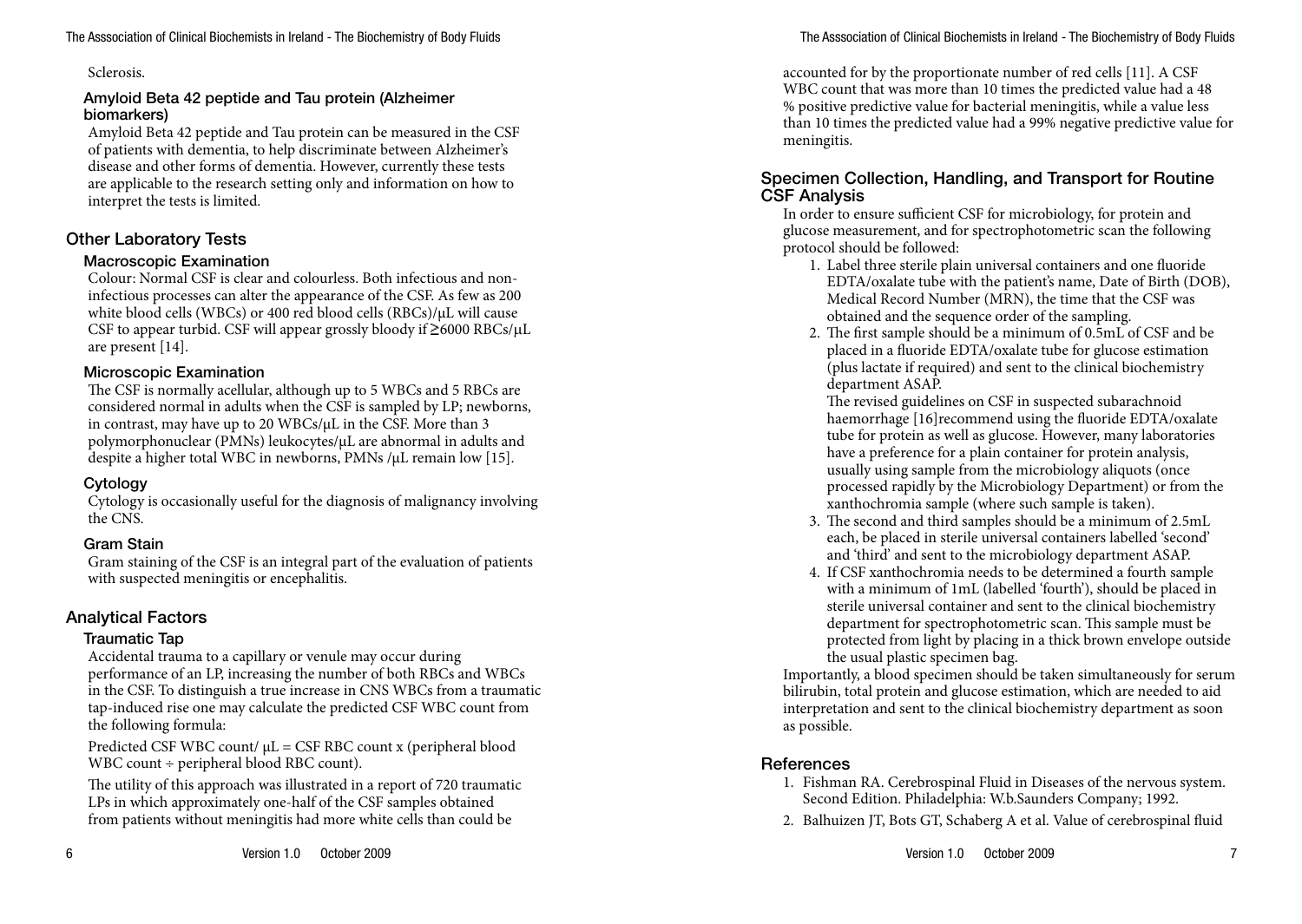Sclerosis.

### Amyloid Beta 42 peptide and Tau protein (Alzheimer biomarkers)

Amyloid Beta 42 peptide and Tau protein can be measured in the CSF of patients with dementia, to help discriminate between Alzheimer's disease and other forms of dementia. However, currently these tests are applicable to the research setting only and information on how to interpret the tests is limited.

## Other Laboratory Tests

### Macroscopic Examination

Colour: Normal CSF is clear and colourless. Both infectious and non-infectious processes can alter the appearance of the CSF. As few as 200 white blood cells (WBCs) or 400 red blood cells (RBCs)/μL will cause CSF to appear turbid. CSF will appear grossly bloody if ≥6000 RBCs/μL are present [14].

### Microscopic Examination

The CSF is normally acellular, although up to 5 WBCs and 5 RBCs are considered normal in adults when the CSF is sampled by LP; newborns, in contrast, may have up to 20 WBCs/μL in the CSF. More than 3 polymorphonuclear (PMNs) leukocytes/μL are abnormal in adults and despite a higher total WBC in newborns, PMNs /μL remain low [15].

### Cytology

Cytology is occasionally useful for the diagnosis of malignancy involving the CNS.

### Gram Stain

Gram staining of the CSF is an integral part of the evaluation of patients with suspected meningitis or encephalitis.

## Analytical Factors

### Traumatic Tap

Accidental trauma to a capillary or venule may occur during performance of an LP, increasing the number of both RBCs and WBCs in the CSF. To distinguish a true increase in CNS WBCs from a traumatic tap-induced rise one may calculate the predicted CSF WBC count from the following formula:

Predicted CSF WBC count/ μL = CSF RBC count x (peripheral blood WBC count ÷ peripheral blood RBC count).

The utility of this approach was illustrated in a report of 720 traumatic LPs in which approximately one-half of the CSF samples obtained from patients without meningitis had more white cells than could be accounted for by the proportionate number of red cells [11]. A CSF WBC count that was more than 10 times the predicted value had a 48 % positive predictive value for bacterial meningitis, while a value less than 10 times the predicted value had a 99% negative predictive value for meningitis.

### Specimen Collection, Handling, and Transport for Routine CSF Analysis

In order to ensure sufficient CSF for microbiology, for protein and glucose measurement, and for spectrophotometric scan the following protocol should be followed:

1. Label three sterile plain universal containers and one fluoride EDTA/oxalate tube with the patient's name, Date of Birth (DOB), Medical Record Number (MRN), the time that the CSF was obtained and the sequence order of the sampling.
2. The first sample should be a minimum of 0.5mL of CSF and be placed in a fluoride EDTA/oxalate tube for glucose estimation (plus lactate if required) and sent to the clinical biochemistry department ASAP.
   The revised guidelines on CSF in suspected subarachnoid haemorrhage [16]recommend using the fluoride EDTA/oxalate tube for protein as well as glucose. However, many laboratories have a preference for a plain container for protein analysis, usually using sample from the microbiology aliquots (once processed rapidly by the Microbiology Department) or from the xanthochromia sample (where such sample is taken).
3. The second and third samples should be a minimum of 2.5mL each, be placed in sterile universal containers labelled 'second' and 'third' and sent to the microbiology department ASAP.
4. If CSF xanthochromia needs to be determined a fourth sample with a minimum of 1mL (labelled 'fourth'), should be placed in sterile universal container and sent to the clinical biochemistry department for spectrophotometric scan. This sample must be protected from light by placing in a thick brown envelope outside the usual plastic specimen bag.

Importantly, a blood specimen should be taken simultaneously for serum bilirubin, total protein and glucose estimation, which are needed to aid interpretation and sent to the clinical biochemistry department as soon as possible.

## References

1. Fishman RA. Cerebrospinal Fluid in Diseases of the nervous system. Second Edition. Philadelphia: W.b.Saunders Company; 1992.
2. Balhuizen JT, Bots GT, Schaberg A et al. Value of cerebrospinal fluid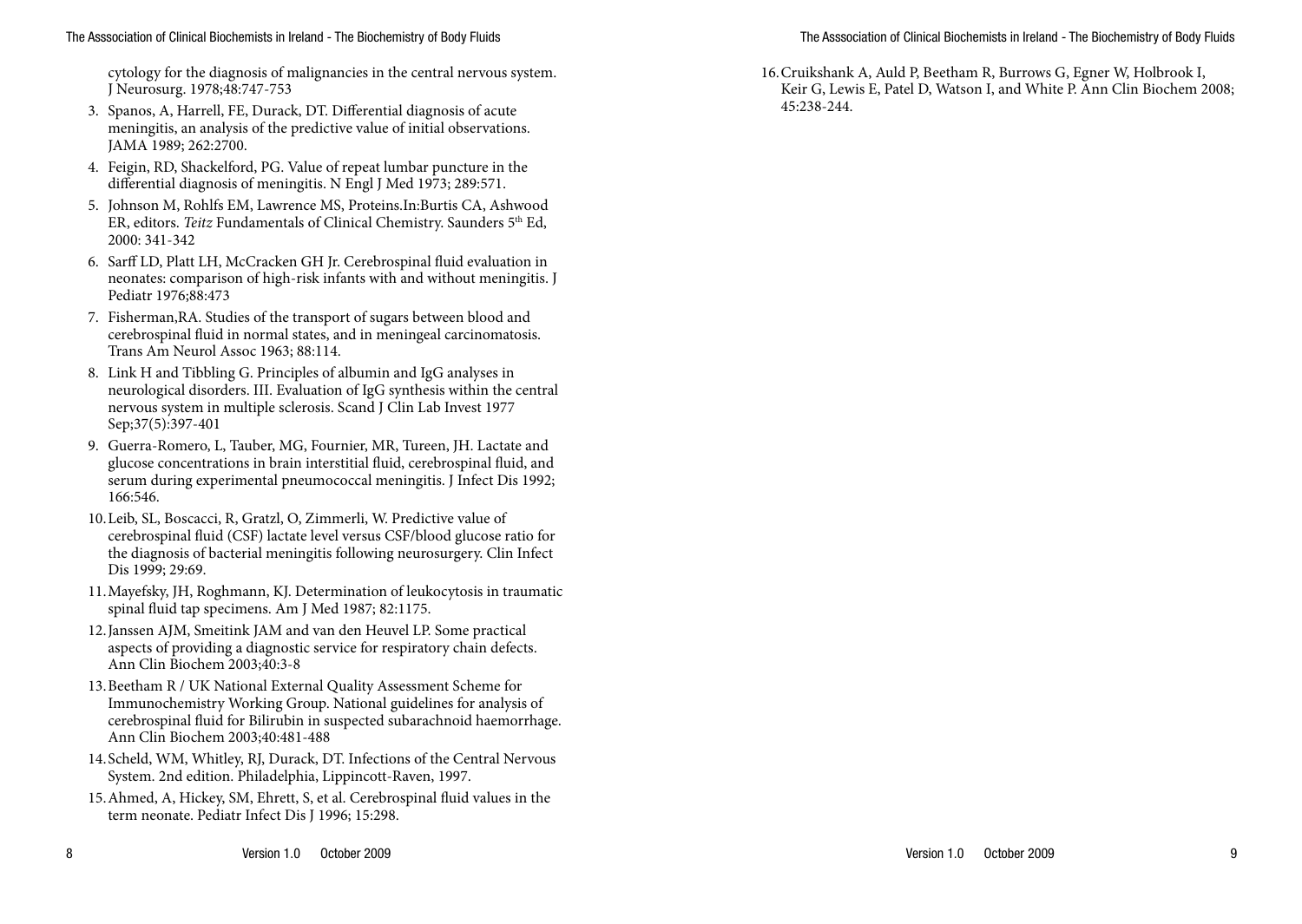cytology for the diagnosis of malignancies in the central nervous system. J Neurosurg. 1978;48:747-753

3. Spanos, A, Harrell, FE, Durack, DT. Differential diagnosis of acute meningitis, an analysis of the predictive value of initial observations. JAMA 1989; 262:2700.
4. Feigin, RD, Shackelford, PG. Value of repeat lumbar puncture in the differential diagnosis of meningitis. N Engl J Med 1973; 289:571.
5. Johnson M, Rohlfs EM, Lawrence MS, Proteins.In:Burtis CA, Ashwood ER, editors. *Teitz* Fundamentals of Clinical Chemistry. Saunders 5th Ed, 2000: 341-342
6. Sarff LD, Platt LH, McCracken GH Jr. Cerebrospinal fluid evaluation in neonates: comparison of high-risk infants with and without meningitis. J Pediatr 1976;88:473
7. Fisherman,RA. Studies of the transport of sugars between blood and cerebrospinal fluid in normal states, and in meningeal carcinomatosis. Trans Am Neurol Assoc 1963; 88:114.
8. Link H and Tibbling G. Principles of albumin and IgG analyses in neurological disorders. III. Evaluation of IgG synthesis within the central nervous system in multiple sclerosis. Scand J Clin Lab Invest 1977 Sep;37(5):397-401
9. Guerra-Romero, L, Tauber, MG, Fournier, MR, Tureen, JH. Lactate and glucose concentrations in brain interstitial fluid, cerebrospinal fluid, and serum during experimental pneumococcal meningitis. J Infect Dis 1992; 166:546.
10. Leib, SL, Boscacci, R, Gratzl, O, Zimmerli, W. Predictive value of cerebrospinal fluid (CSF) lactate level versus CSF/blood glucose ratio for the diagnosis of bacterial meningitis following neurosurgery. Clin Infect Dis 1999; 29:69.
11. Mayefsky, JH, Roghmann, KJ. Determination of leukocytosis in traumatic spinal fluid tap specimens. Am J Med 1987; 82:1175.
12. Janssen AJM, Smeitink JAM and van den Heuvel LP. Some practical aspects of providing a diagnostic service for respiratory chain defects. Ann Clin Biochem 2003;40:3-8
13. Beetham R / UK National External Quality Assessment Scheme for Immunochemistry Working Group. National guidelines for analysis of cerebrospinal fluid for Bilirubin in suspected subarachnoid haemorrhage. Ann Clin Biochem 2003;40:481-488
14. Scheld, WM, Whitley, RJ, Durack, DT. Infections of the Central Nervous System. 2nd edition. Philadelphia, Lippincott-Raven, 1997.
15. Ahmed, A, Hickey, SM, Ehrett, S, et al. Cerebrospinal fluid values in the term neonate. Pediatr Infect Dis J 1996; 15:298.
16. Cruikshank A, Auld P, Beetham R, Burrows G, Egner W, Holbrook I, Keir G, Lewis E, Patel D, Watson I, and White P. Ann Clin Biochem 2008; 45:238-244.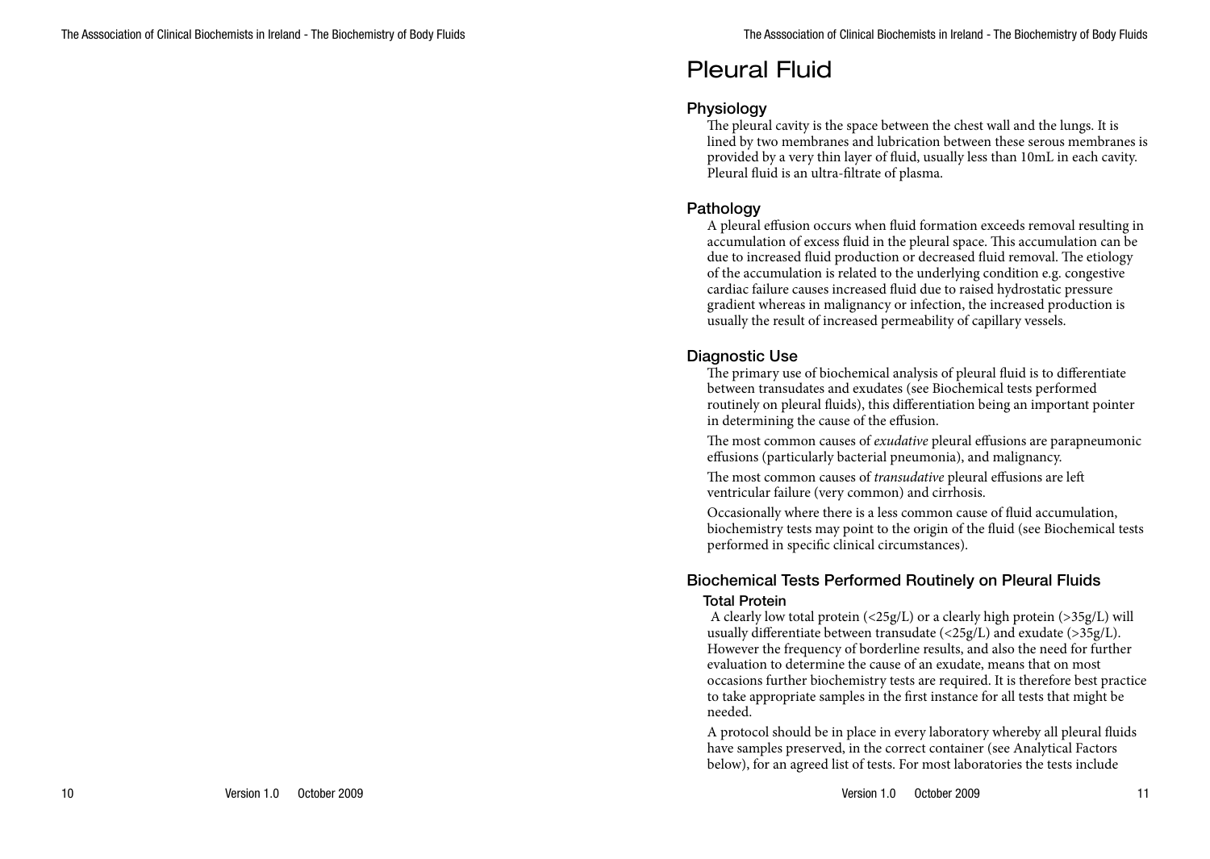# Pleural Fluid

## Physiology

The pleural cavity is the space between the chest wall and the lungs. It is lined by two membranes and lubrication between these serous membranes is provided by a very thin layer of fluid, usually less than 10mL in each cavity. Pleural fluid is an ultra-filtrate of plasma.

## Pathology

A pleural effusion occurs when fluid formation exceeds removal resulting in accumulation of excess fluid in the pleural space. This accumulation can be due to increased fluid production or decreased fluid removal. The etiology of the accumulation is related to the underlying condition e.g. congestive cardiac failure causes increased fluid due to raised hydrostatic pressure gradient whereas in malignancy or infection, the increased production is usually the result of increased permeability of capillary vessels.

## Diagnostic Use

The primary use of biochemical analysis of pleural fluid is to differentiate between transudates and exudates (see Biochemical tests performed routinely on pleural fluids), this differentiation being an important pointer in determining the cause of the effusion.

The most common causes of *exudative* pleural effusions are parapneumonic effusions (particularly bacterial pneumonia), and malignancy.

The most common causes of *transudative* pleural effusions are left ventricular failure (very common) and cirrhosis.

Occasionally where there is a less common cause of fluid accumulation, biochemistry tests may point to the origin of the fluid (see Biochemical tests performed in specific clinical circumstances).

## Biochemical Tests Performed Routinely on Pleural Fluids

### Total Protein

A clearly low total protein (<25g/L) or a clearly high protein (>35g/L) will usually differentiate between transudate (<25g/L) and exudate (>35g/L). However the frequency of borderline results, and also the need for further evaluation to determine the cause of an exudate, means that on most occasions further biochemistry tests are required. It is therefore best practice to take appropriate samples in the first instance for all tests that might be needed.

A protocol should be in place in every laboratory whereby all pleural fluids have samples preserved, in the correct container (see Analytical Factors below), for an agreed list of tests. For most laboratories the tests include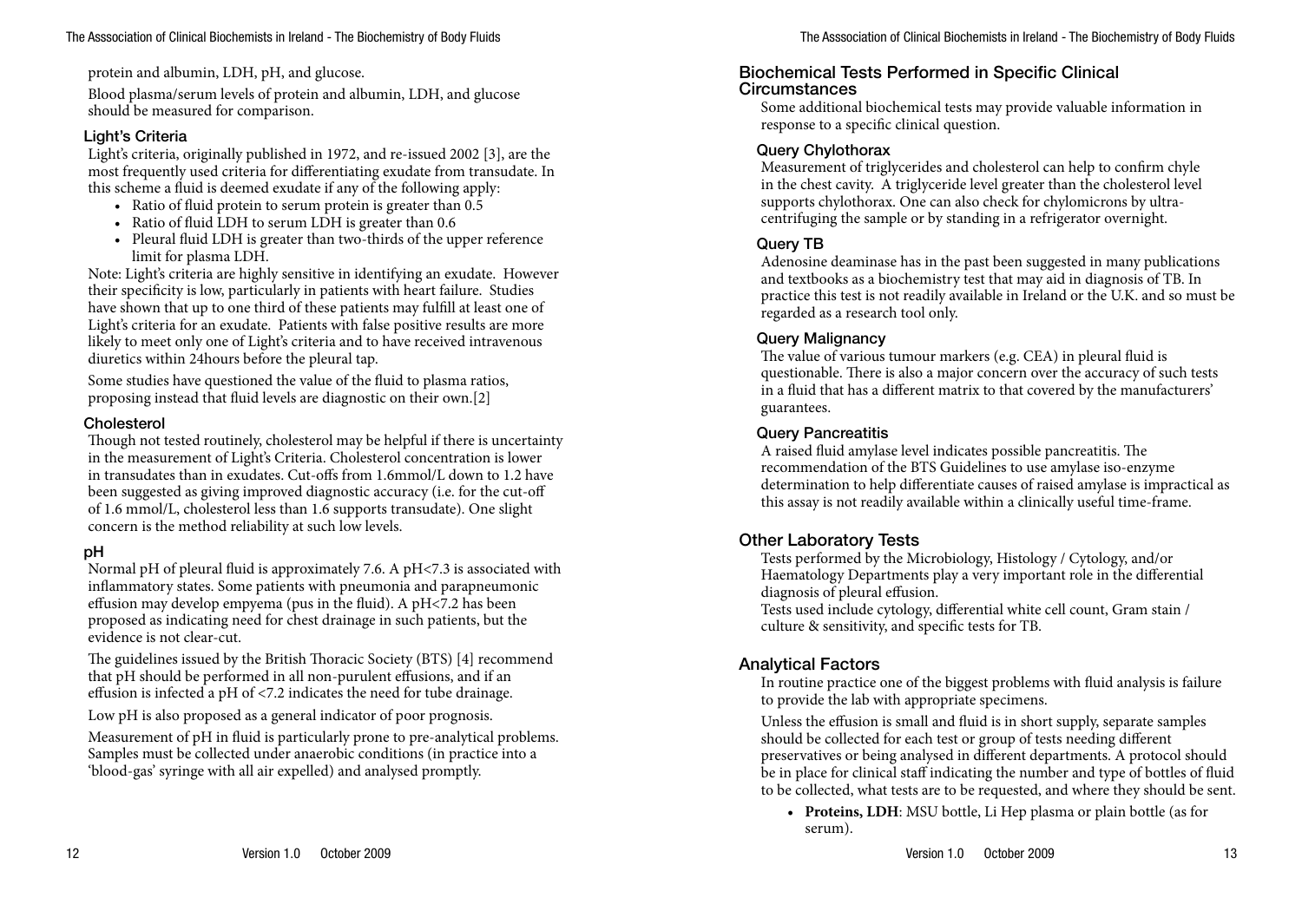protein and albumin, LDH, pH, and glucose.

Blood plasma/serum levels of protein and albumin, LDH, and glucose should be measured for comparison.

### Light's Criteria

Light's criteria, originally published in 1972, and re-issued 2002 [3], are the most frequently used criteria for differentiating exudate from transudate. In this scheme a fluid is deemed exudate if any of the following apply:

- Ratio of fluid protein to serum protein is greater than 0.5
- Ratio of fluid LDH to serum LDH is greater than 0.6
- Pleural fluid LDH is greater than two-thirds of the upper reference limit for plasma LDH.

Note: Light's criteria are highly sensitive in identifying an exudate. However their specificity is low, particularly in patients with heart failure. Studies have shown that up to one third of these patients may fulfill at least one of Light's criteria for an exudate. Patients with false positive results are more likely to meet only one of Light's criteria and to have received intravenous diuretics within 24hours before the pleural tap.

Some studies have questioned the value of the fluid to plasma ratios, proposing instead that fluid levels are diagnostic on their own.[2]

### Cholesterol

Though not tested routinely, cholesterol may be helpful if there is uncertainty in the measurement of Light's Criteria. Cholesterol concentration is lower in transudates than in exudates. Cut-offs from 1.6mmol/L down to 1.2 have been suggested as giving improved diagnostic accuracy (i.e. for the cut-off of 1.6 mmol/L, cholesterol less than 1.6 supports transudate). One slight concern is the method reliability at such low levels.

### pH

Normal pH of pleural fluid is approximately 7.6. A pH<7.3 is associated with inflammatory states. Some patients with pneumonia and parapneumonic effusion may develop empyema (pus in the fluid). A pH<7.2 has been proposed as indicating need for chest drainage in such patients, but the evidence is not clear-cut.

The guidelines issued by the British Thoracic Society (BTS) [4] recommend that pH should be performed in all non-purulent effusions, and if an effusion is infected a pH of <7.2 indicates the need for tube drainage.

Low pH is also proposed as a general indicator of poor prognosis.

Measurement of pH in fluid is particularly prone to pre-analytical problems. Samples must be collected under anaerobic conditions (in practice into a 'blood-gas' syringe with all air expelled) and analysed promptly.

## Biochemical Tests Performed in Specific Clinical Circumstances

Some additional biochemical tests may provide valuable information in response to a specific clinical question.

### Query Chylothorax

Measurement of triglycerides and cholesterol can help to confirm chyle in the chest cavity. A triglyceride level greater than the cholesterol level supports chylothorax. One can also check for chylomicrons by ultra-centrifuging the sample or by standing in a refrigerator overnight.

### Query TB

Adenosine deaminase has in the past been suggested in many publications and textbooks as a biochemistry test that may aid in diagnosis of TB. In practice this test is not readily available in Ireland or the U.K. and so must be regarded as a research tool only.

### Query Malignancy

The value of various tumour markers (e.g. CEA) in pleural fluid is questionable. There is also a major concern over the accuracy of such tests in a fluid that has a different matrix to that covered by the manufacturers' guarantees.

### Query Pancreatitis

A raised fluid amylase level indicates possible pancreatitis. The recommendation of the BTS Guidelines to use amylase iso-enzyme determination to help differentiate causes of raised amylase is impractical as this assay is not readily available within a clinically useful time-frame.

## Other Laboratory Tests

Tests performed by the Microbiology, Histology / Cytology, and/or Haematology Departments play a very important role in the differential diagnosis of pleural effusion.
Tests used include cytology, differential white cell count, Gram stain / culture & sensitivity, and specific tests for TB.

## Analytical Factors

In routine practice one of the biggest problems with fluid analysis is failure to provide the lab with appropriate specimens.

Unless the effusion is small and fluid is in short supply, separate samples should be collected for each test or group of tests needing different preservatives or being analysed in different departments. A protocol should be in place for clinical staff indicating the number and type of bottles of fluid to be collected, what tests are to be requested, and where they should be sent.

- **Proteins, LDH**: MSU bottle, Li Hep plasma or plain bottle (as for serum).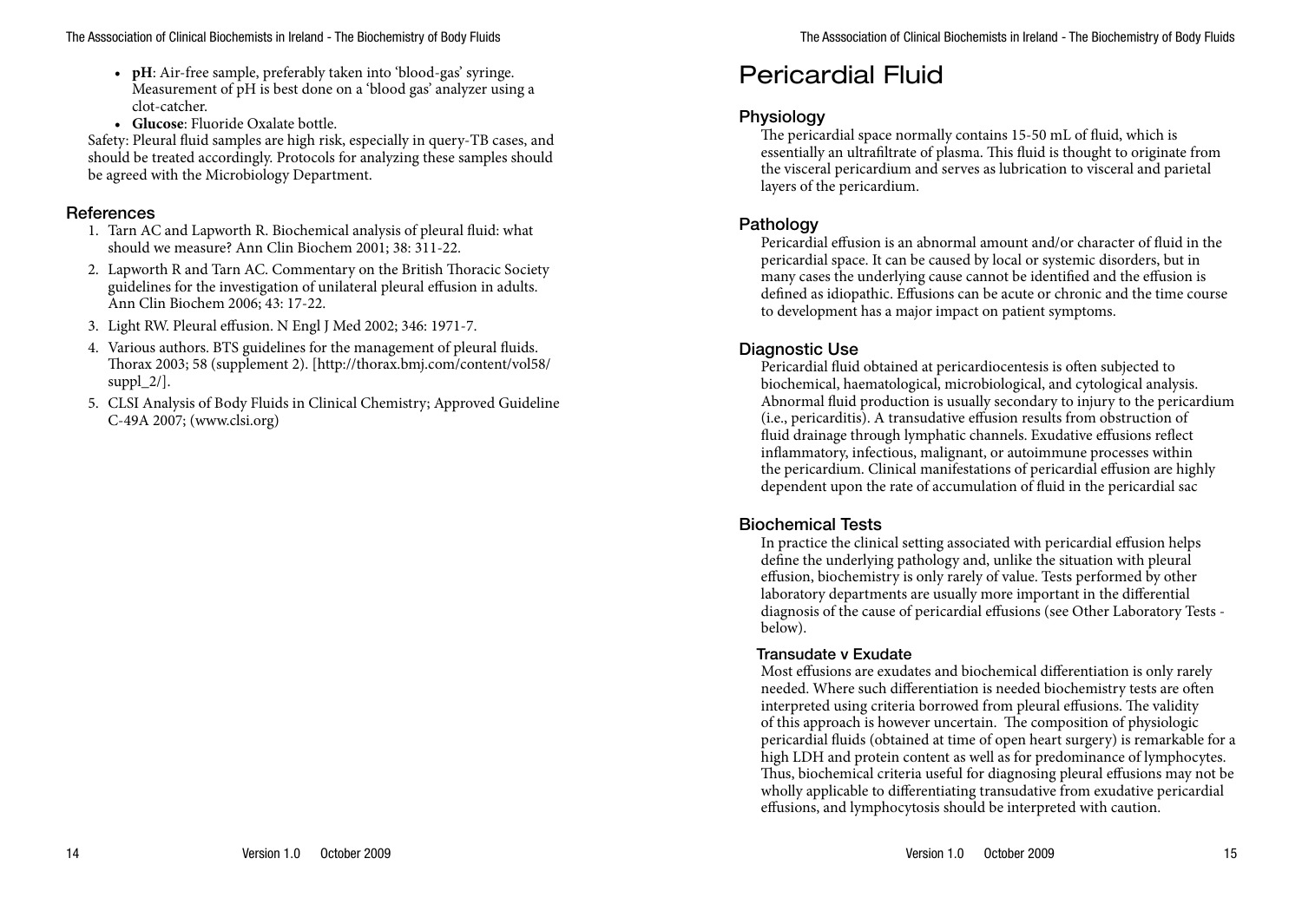- **pH**: Air-free sample, preferably taken into 'blood-gas' syringe. Measurement of pH is best done on a 'blood gas' analyzer using a clot-catcher.
- **Glucose**: Fluoride Oxalate bottle.

Safety: Pleural fluid samples are high risk, especially in query-TB cases, and should be treated accordingly. Protocols for analyzing these samples should be agreed with the Microbiology Department.

### References

1. Tarn AC and Lapworth R. Biochemical analysis of pleural fluid: what should we measure? Ann Clin Biochem 2001; 38: 311-22.
2. Lapworth R and Tarn AC. Commentary on the British Thoracic Society guidelines for the investigation of unilateral pleural effusion in adults. Ann Clin Biochem 2006; 43: 17-22.
3. Light RW. Pleural effusion. N Engl J Med 2002; 346: 1971-7.
4. Various authors. BTS guidelines for the management of pleural fluids. Thorax 2003; 58 (supplement 2). [http://thorax.bmj.com/content/vol58/suppl_2/].
5. CLSI Analysis of Body Fluids in Clinical Chemistry; Approved Guideline C-49A 2007; (www.clsi.org)

# Pericardial Fluid

## Physiology

The pericardial space normally contains 15-50 mL of fluid, which is essentially an ultrafiltrate of plasma. This fluid is thought to originate from the visceral pericardium and serves as lubrication to visceral and parietal layers of the pericardium.

## Pathology

Pericardial effusion is an abnormal amount and/or character of fluid in the pericardial space. It can be caused by local or systemic disorders, but in many cases the underlying cause cannot be identified and the effusion is defined as idiopathic. Effusions can be acute or chronic and the time course to development has a major impact on patient symptoms.

## Diagnostic Use

Pericardial fluid obtained at pericardiocentesis is often subjected to biochemical, haematological, microbiological, and cytological analysis. Abnormal fluid production is usually secondary to injury to the pericardium (i.e., pericarditis). A transudative effusion results from obstruction of fluid drainage through lymphatic channels. Exudative effusions reflect inflammatory, infectious, malignant, or autoimmune processes within the pericardium. Clinical manifestations of pericardial effusion are highly dependent upon the rate of accumulation of fluid in the pericardial sac

## Biochemical Tests

In practice the clinical setting associated with pericardial effusion helps define the underlying pathology and, unlike the situation with pleural effusion, biochemistry is only rarely of value. Tests performed by other laboratory departments are usually more important in the differential diagnosis of the cause of pericardial effusions (see Other Laboratory Tests - below).

### Transudate v Exudate

Most effusions are exudates and biochemical differentiation is only rarely needed. Where such differentiation is needed biochemistry tests are often interpreted using criteria borrowed from pleural effusions. The validity of this approach is however uncertain. The composition of physiologic pericardial fluids (obtained at time of open heart surgery) is remarkable for a high LDH and protein content as well as for predominance of lymphocytes. Thus, biochemical criteria useful for diagnosing pleural effusions may not be wholly applicable to differentiating transudative from exudative pericardial effusions, and lymphocytosis should be interpreted with caution.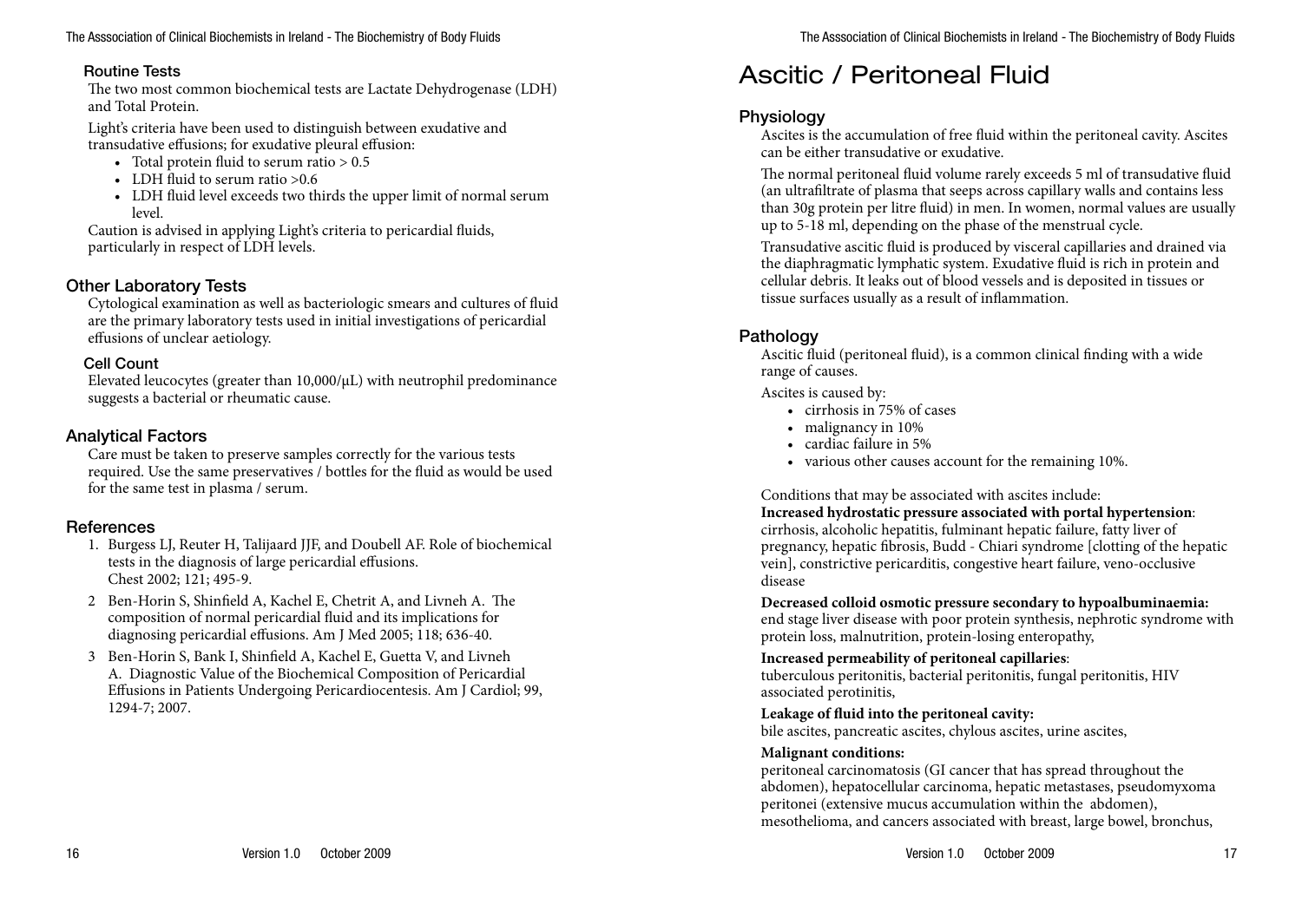### Routine Tests

The two most common biochemical tests are Lactate Dehydrogenase (LDH) and Total Protein.

Light's criteria have been used to distinguish between exudative and transudative effusions; for exudative pleural effusion:

- Total protein fluid to serum ratio > 0.5
- LDH fluid to serum ratio >0.6
- LDH fluid level exceeds two thirds the upper limit of normal serum level.

Caution is advised in applying Light's criteria to pericardial fluids, particularly in respect of LDH levels.

## Other Laboratory Tests

Cytological examination as well as bacteriologic smears and cultures of fluid are the primary laboratory tests used in initial investigations of pericardial effusions of unclear aetiology.

### Cell Count

Elevated leucocytes (greater than 10,000/μL) with neutrophil predominance suggests a bacterial or rheumatic cause.

## Analytical Factors

Care must be taken to preserve samples correctly for the various tests required. Use the same preservatives / bottles for the fluid as would be used for the same test in plasma / serum.

## References

1. Burgess LJ, Reuter H, Talijaard JJF, and Doubell AF. Role of biochemical tests in the diagnosis of large pericardial effusions. Chest 2002; 121; 495-9.
2. Ben-Horin S, Shinfield A, Kachel E, Chetrit A, and Livneh A. The composition of normal pericardial fluid and its implications for diagnosing pericardial effusions. Am J Med 2005; 118; 636-40.
3. Ben-Horin S, Bank I, Shinfield A, Kachel E, Guetta V, and Livneh A. Diagnostic Value of the Biochemical Composition of Pericardial Effusions in Patients Undergoing Pericardiocentesis. Am J Cardiol; 99, 1294-7; 2007.

# Ascitic / Peritoneal Fluid

## Physiology

Ascites is the accumulation of free fluid within the peritoneal cavity. Ascites can be either transudative or exudative.

The normal peritoneal fluid volume rarely exceeds 5 ml of transudative fluid (an ultrafiltrate of plasma that seeps across capillary walls and contains less than 30g protein per litre fluid) in men. In women, normal values are usually up to 5-18 ml, depending on the phase of the menstrual cycle.

Transudative ascitic fluid is produced by visceral capillaries and drained via the diaphragmatic lymphatic system. Exudative fluid is rich in protein and cellular debris. It leaks out of blood vessels and is deposited in tissues or tissue surfaces usually as a result of inflammation.

## Pathology

Ascitic fluid (peritoneal fluid), is a common clinical finding with a wide range of causes.

Ascites is caused by:

- cirrhosis in 75% of cases
- malignancy in 10%
- cardiac failure in 5%
- various other causes account for the remaining 10%.

Conditions that may be associated with ascites include:

**Increased hydrostatic pressure associated with portal hypertension**: cirrhosis, alcoholic hepatitis, fulminant hepatic failure, fatty liver of pregnancy, hepatic fibrosis, Budd - Chiari syndrome [clotting of the hepatic vein], constrictive pericarditis, congestive heart failure, veno-occlusive disease

**Decreased colloid osmotic pressure secondary to hypoalbuminaemia:** end stage liver disease with poor protein synthesis, nephrotic syndrome with protein loss, malnutrition, protein-losing enteropathy,

**Increased permeability of peritoneal capillaries**: tuberculous peritonitis, bacterial peritonitis, fungal peritonitis, HIV associated perotinitis,

**Leakage of fluid into the peritoneal cavity:** bile ascites, pancreatic ascites, chylous ascites, urine ascites,

**Malignant conditions:** peritoneal carcinomatosis (GI cancer that has spread throughout the abdomen), hepatocellular carcinoma, hepatic metastases, pseudomyxoma peritonei (extensive mucus accumulation within the abdomen), mesothelioma, and cancers associated with breast, large bowel, bronchus,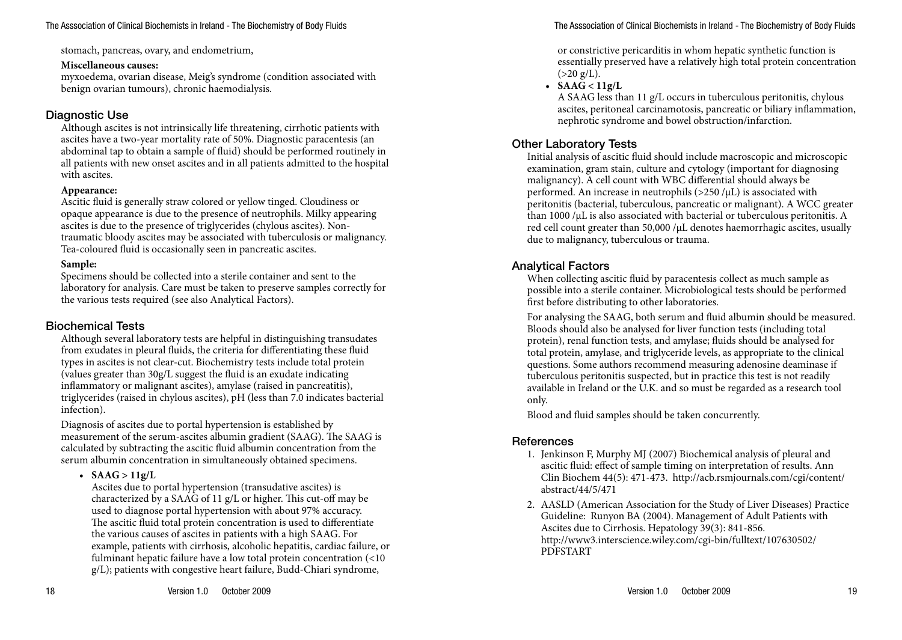stomach, pancreas, ovary, and endometrium,

**Miscellaneous causes:**
myxoedema, ovarian disease, Meig's syndrome (condition associated with benign ovarian tumours), chronic haemodialysis.

## Diagnostic Use

Although ascites is not intrinsically life threatening, cirrhotic patients with ascites have a two-year mortality rate of 50%. Diagnostic paracentesis (an abdominal tap to obtain a sample of fluid) should be performed routinely in all patients with new onset ascites and in all patients admitted to the hospital with ascites.

**Appearance:**
Ascitic fluid is generally straw colored or yellow tinged. Cloudiness or opaque appearance is due to the presence of neutrophils. Milky appearing ascites is due to the presence of triglycerides (chylous ascites). Non-traumatic bloody ascites may be associated with tuberculosis or malignancy. Tea-coloured fluid is occasionally seen in pancreatic ascites.

**Sample:**
Specimens should be collected into a sterile container and sent to the laboratory for analysis. Care must be taken to preserve samples correctly for the various tests required (see also Analytical Factors).

## Biochemical Tests

Although several laboratory tests are helpful in distinguishing transudates from exudates in pleural fluids, the criteria for differentiating these fluid types in ascites is not clear-cut. Biochemistry tests include total protein (values greater than 30g/L suggest the fluid is an exudate indicating inflammatory or malignant ascites), amylase (raised in pancreatitis), triglycerides (raised in chylous ascites), pH (less than 7.0 indicates bacterial infection).

Diagnosis of ascites due to portal hypertension is established by measurement of the serum-ascites albumin gradient (SAAG). The SAAG is calculated by subtracting the ascitic fluid albumin concentration from the serum albumin concentration in simultaneously obtained specimens.

- **SAAG > 11g/L**
  Ascites due to portal hypertension (transudative ascites) is characterized by a SAAG of 11 g/L or higher. This cut-off may be used to diagnose portal hypertension with about 97% accuracy. The ascitic fluid total protein concentration is used to differentiate the various causes of ascites in patients with a high SAAG. For example, patients with cirrhosis, alcoholic hepatitis, cardiac failure, or fulminant hepatic failure have a low total protein concentration (<10 g/L); patients with congestive heart failure, Budd-Chiari syndrome, or constrictive pericarditis in whom hepatic synthetic function is essentially preserved have a relatively high total protein concentration (>20 g/L).
- **SAAG < 11g/L**
  A SAAG less than 11 g/L occurs in tuberculous peritonitis, chylous ascites, peritoneal carcinamotosis, pancreatic or biliary inflammation, nephrotic syndrome and bowel obstruction/infarction.

## Other Laboratory Tests

Initial analysis of ascitic fluid should include macroscopic and microscopic examination, gram stain, culture and cytology (important for diagnosing malignancy). A cell count with WBC differential should always be performed. An increase in neutrophils (>250 /μL) is associated with peritonitis (bacterial, tuberculous, pancreatic or malignant). A WCC greater than 1000 /μL is also associated with bacterial or tuberculous peritonitis. A red cell count greater than 50,000 /μL denotes haemorrhagic ascites, usually due to malignancy, tuberculous or trauma.

## Analytical Factors

When collecting ascitic fluid by paracentesis collect as much sample as possible into a sterile container. Microbiological tests should be performed first before distributing to other laboratories.

For analysing the SAAG, both serum and fluid albumin should be measured. Bloods should also be analysed for liver function tests (including total protein), renal function tests, and amylase; fluids should be analysed for total protein, amylase, and triglyceride levels, as appropriate to the clinical questions. Some authors recommend measuring adenosine deaminase if tuberculous peritonitis suspected, but in practice this test is not readily available in Ireland or the U.K. and so must be regarded as a research tool only.

Blood and fluid samples should be taken concurrently.

## References

1. Jenkinson F, Murphy MJ (2007) Biochemical analysis of pleural and ascitic fluid: effect of sample timing on interpretation of results. Ann Clin Biochem 44(5): 471-473. http://acb.rsmjournals.com/cgi/content/abstract/44/5/471
2. AASLD (American Association for the Study of Liver Diseases) Practice Guideline: Runyon BA (2004). Management of Adult Patients with Ascites due to Cirrhosis. Hepatology 39(3): 841-856. http://www3.interscience.wiley.com/cgi-bin/fulltext/107630502/PDFSTART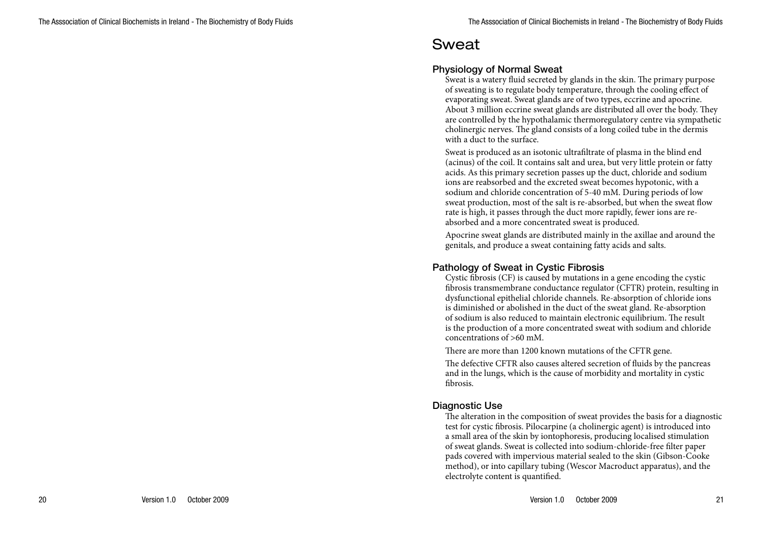# Sweat

## Physiology of Normal Sweat

Sweat is a watery fluid secreted by glands in the skin. The primary purpose of sweating is to regulate body temperature, through the cooling effect of evaporating sweat. Sweat glands are of two types, eccrine and apocrine. About 3 million eccrine sweat glands are distributed all over the body. They are controlled by the hypothalamic thermoregulatory centre via sympathetic cholinergic nerves. The gland consists of a long coiled tube in the dermis with a duct to the surface.

Sweat is produced as an isotonic ultrafiltrate of plasma in the blind end (acinus) of the coil. It contains salt and urea, but very little protein or fatty acids. As this primary secretion passes up the duct, chloride and sodium ions are reabsorbed and the excreted sweat becomes hypotonic, with a sodium and chloride concentration of 5-40 mM. During periods of low sweat production, most of the salt is re-absorbed, but when the sweat flow rate is high, it passes through the duct more rapidly, fewer ions are re-absorbed and a more concentrated sweat is produced.

Apocrine sweat glands are distributed mainly in the axillae and around the genitals, and produce a sweat containing fatty acids and salts.

## Pathology of Sweat in Cystic Fibrosis

Cystic fibrosis (CF) is caused by mutations in a gene encoding the cystic fibrosis transmembrane conductance regulator (CFTR) protein, resulting in dysfunctional epithelial chloride channels. Re-absorption of chloride ions is diminished or abolished in the duct of the sweat gland. Re-absorption of sodium is also reduced to maintain electronic equilibrium. The result is the production of a more concentrated sweat with sodium and chloride concentrations of >60 mM.

There are more than 1200 known mutations of the CFTR gene.

The defective CFTR also causes altered secretion of fluids by the pancreas and in the lungs, which is the cause of morbidity and mortality in cystic fibrosis.

## Diagnostic Use

The alteration in the composition of sweat provides the basis for a diagnostic test for cystic fibrosis. Pilocarpine (a cholinergic agent) is introduced into a small area of the skin by iontophoresis, producing localised stimulation of sweat glands. Sweat is collected into sodium-chloride-free filter paper pads covered with impervious material sealed to the skin (Gibson-Cooke method), or into capillary tubing (Wescor Macroduct apparatus), and the electrolyte content is quantified.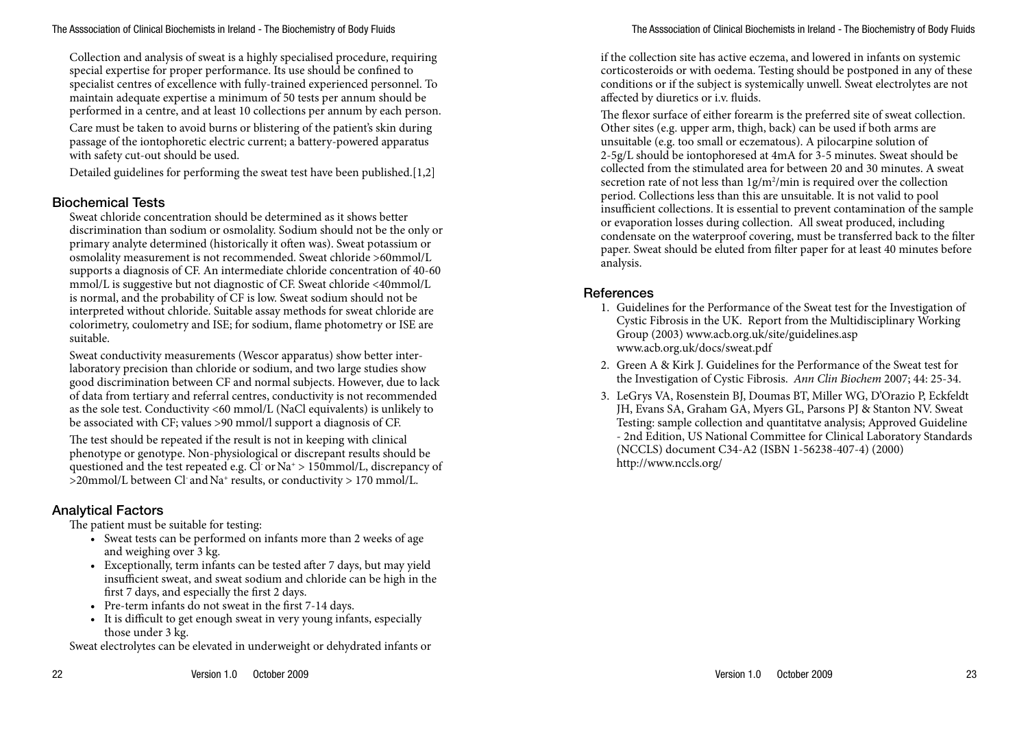Collection and analysis of sweat is a highly specialised procedure, requiring special expertise for proper performance. Its use should be confined to specialist centres of excellence with fully-trained experienced personnel. To maintain adequate expertise a minimum of 50 tests per annum should be performed in a centre, and at least 10 collections per annum by each person.

Care must be taken to avoid burns or blistering of the patient's skin during passage of the iontophoretic electric current; a battery-powered apparatus with safety cut-out should be used.

Detailed guidelines for performing the sweat test have been published.[1,2]

## Biochemical Tests

Sweat chloride concentration should be determined as it shows better discrimination than sodium or osmolality. Sodium should not be the only or primary analyte determined (historically it often was). Sweat potassium or osmolality measurement is not recommended. Sweat chloride >60mmol/L supports a diagnosis of CF. An intermediate chloride concentration of 40-60 mmol/L is suggestive but not diagnostic of CF. Sweat chloride <40mmol/L is normal, and the probability of CF is low. Sweat sodium should not be interpreted without chloride. Suitable assay methods for sweat chloride are colorimetry, coulometry and ISE; for sodium, flame photometry or ISE are suitable.

Sweat conductivity measurements (Wescor apparatus) show better inter-laboratory precision than chloride or sodium, and two large studies show good discrimination between CF and normal subjects. However, due to lack of data from tertiary and referral centres, conductivity is not recommended as the sole test. Conductivity <60 mmol/L (NaCl equivalents) is unlikely to be associated with CF; values >90 mmol/l support a diagnosis of CF.

The test should be repeated if the result is not in keeping with clinical phenotype or genotype. Non-physiological or discrepant results should be questioned and the test repeated e.g. $Cl^-$ or $Na^+$ > 150mmol/L, discrepancy of >20mmol/L between $Cl^-$ and $Na^+$ results, or conductivity > 170 mmol/L.

## Analytical Factors

The patient must be suitable for testing:

- Sweat tests can be performed on infants more than 2 weeks of age and weighing over 3 kg.
- Exceptionally, term infants can be tested after 7 days, but may yield insufficient sweat, and sweat sodium and chloride can be high in the first 7 days, and especially the first 2 days.
- Pre-term infants do not sweat in the first 7-14 days.
- It is difficult to get enough sweat in very young infants, especially those under 3 kg.

Sweat electrolytes can be elevated in underweight or dehydrated infants or if the collection site has active eczema, and lowered in infants on systemic corticosteroids or with oedema. Testing should be postponed in any of these conditions or if the subject is systemically unwell. Sweat electrolytes are not affected by diuretics or i.v. fluids.

The flexor surface of either forearm is the preferred site of sweat collection. Other sites (e.g. upper arm, thigh, back) can be used if both arms are unsuitable (e.g. too small or eczematous). A pilocarpine solution of 2-5g/L should be iontophoresed at 4mA for 3-5 minutes. Sweat should be collected from the stimulated area for between 20 and 30 minutes. A sweat secretion rate of not less than $1g/m^2/min$ is required over the collection period. Collections less than this are unsuitable. It is not valid to pool insufficient collections. It is essential to prevent contamination of the sample or evaporation losses during collection. All sweat produced, including condensate on the waterproof covering, must be transferred back to the filter paper. Sweat should be eluted from filter paper for at least 40 minutes before analysis.

## References

1. Guidelines for the Performance of the Sweat test for the Investigation of Cystic Fibrosis in the UK. Report from the Multidisciplinary Working Group (2003) www.acb.org.uk/site/guidelines.asp www.acb.org.uk/docs/sweat.pdf
2. Green A & Kirk J. Guidelines for the Performance of the Sweat test for the Investigation of Cystic Fibrosis. *Ann Clin Biochem* 2007; 44: 25-34.
3. LeGrys VA, Rosenstein BJ, Doumas BT, Miller WG, D'Orazio P, Eckfeldt JH, Evans SA, Graham GA, Myers GL, Parsons PJ & Stanton NV. Sweat Testing: sample collection and quantitatve analysis; Approved Guideline - 2nd Edition, US National Committee for Clinical Laboratory Standards (NCCLS) document C34-A2 (ISBN 1-56238-407-4) (2000) http://www.nccls.org/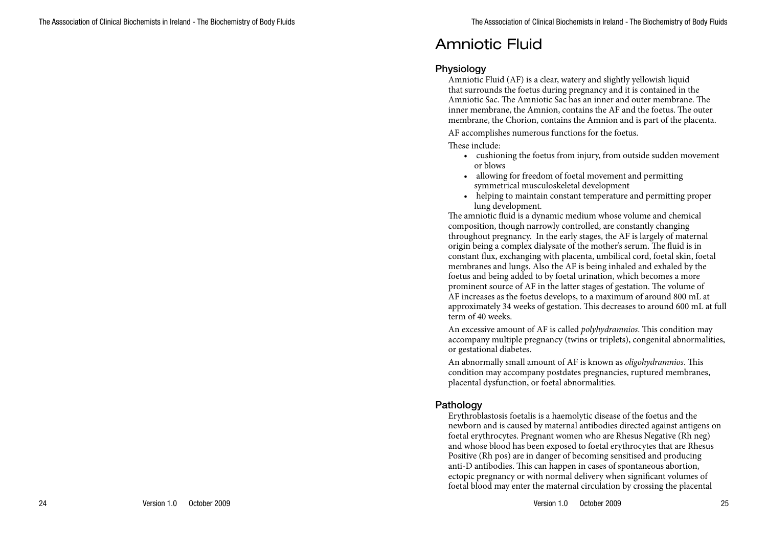# Amniotic Fluid

## Physiology

Amniotic Fluid (AF) is a clear, watery and slightly yellowish liquid that surrounds the foetus during pregnancy and it is contained in the Amniotic Sac. The Amniotic Sac has an inner and outer membrane. The inner membrane, the Amnion, contains the AF and the foetus. The outer membrane, the Chorion, contains the Amnion and is part of the placenta.

AF accomplishes numerous functions for the foetus.

These include:

- cushioning the foetus from injury, from outside sudden movement or blows
- allowing for freedom of foetal movement and permitting symmetrical musculoskeletal development
- helping to maintain constant temperature and permitting proper lung development.

The amniotic fluid is a dynamic medium whose volume and chemical composition, though narrowly controlled, are constantly changing throughout pregnancy. In the early stages, the AF is largely of maternal origin being a complex dialysate of the mother's serum. The fluid is in constant flux, exchanging with placenta, umbilical cord, foetal skin, foetal membranes and lungs. Also the AF is being inhaled and exhaled by the foetus and being added to by foetal urination, which becomes a more prominent source of AF in the latter stages of gestation. The volume of AF increases as the foetus develops, to a maximum of around 800 mL at approximately 34 weeks of gestation. This decreases to around 600 mL at full term of 40 weeks.

An excessive amount of AF is called *polyhydramnios*. This condition may accompany multiple pregnancy (twins or triplets), congenital abnormalities, or gestational diabetes.

An abnormally small amount of AF is known as *oligohydramnios*. This condition may accompany postdates pregnancies, ruptured membranes, placental dysfunction, or foetal abnormalities.

## Pathology

Erythroblastosis foetalis is a haemolytic disease of the foetus and the newborn and is caused by maternal antibodies directed against antigens on foetal erythrocytes. Pregnant women who are Rhesus Negative (Rh neg) and whose blood has been exposed to foetal erythrocytes that are Rhesus Positive (Rh pos) are in danger of becoming sensitised and producing anti-D antibodies. This can happen in cases of spontaneous abortion, ectopic pregnancy or with normal delivery when significant volumes of foetal blood may enter the maternal circulation by crossing the placental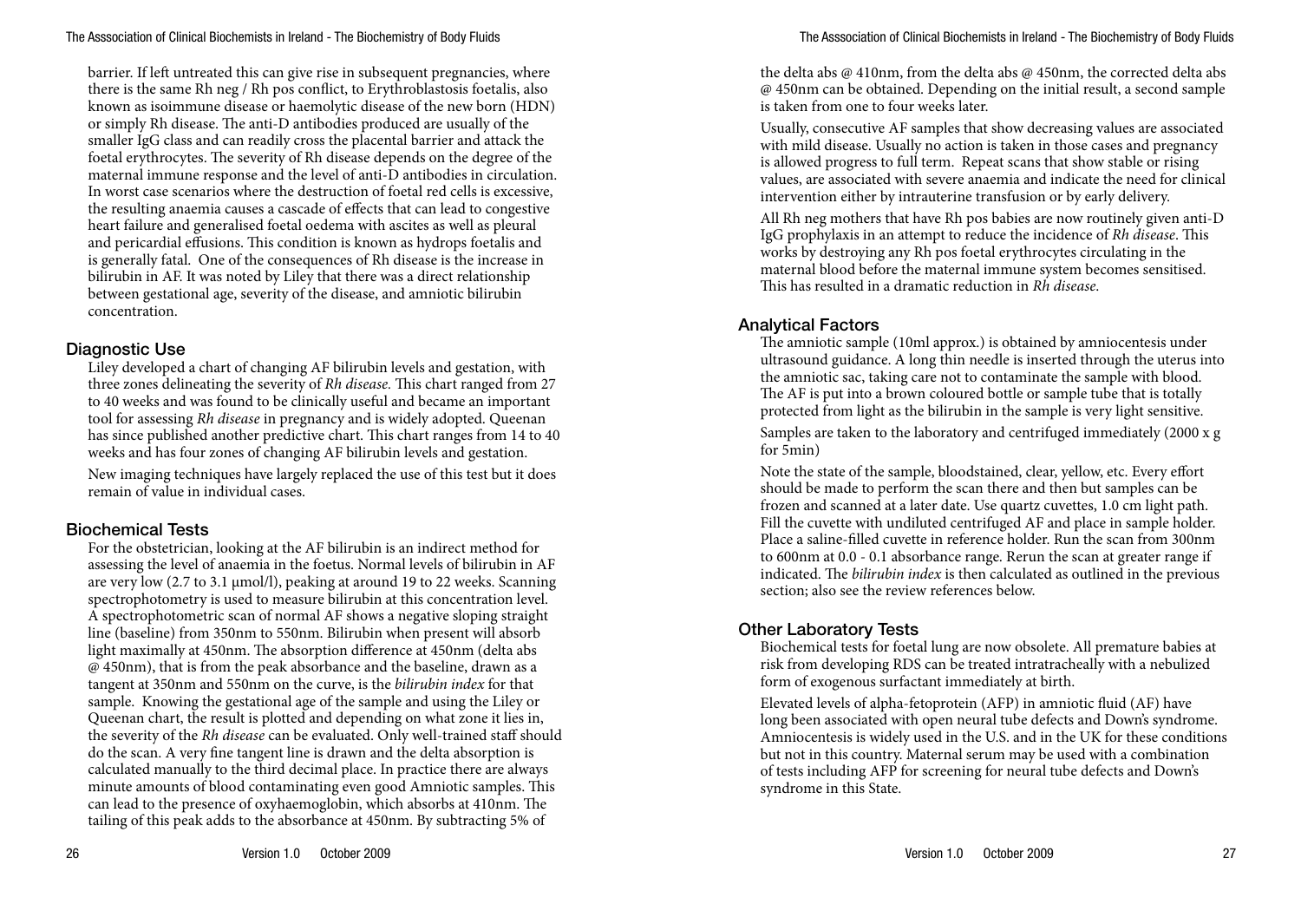barrier. If left untreated this can give rise in subsequent pregnancies, where there is the same Rh neg / Rh pos conflict, to Erythroblastosis foetalis, also known as isoimmune disease or haemolytic disease of the new born (HDN) or simply Rh disease. The anti-D antibodies produced are usually of the smaller IgG class and can readily cross the placental barrier and attack the foetal erythrocytes. The severity of Rh disease depends on the degree of the maternal immune response and the level of anti-D antibodies in circulation. In worst case scenarios where the destruction of foetal red cells is excessive, the resulting anaemia causes a cascade of effects that can lead to congestive heart failure and generalised foetal oedema with ascites as well as pleural and pericardial effusions. This condition is known as hydrops foetalis and is generally fatal. One of the consequences of Rh disease is the increase in bilirubin in AF. It was noted by Liley that there was a direct relationship between gestational age, severity of the disease, and amniotic bilirubin concentration.

## Diagnostic Use

Liley developed a chart of changing AF bilirubin levels and gestation, with three zones delineating the severity of *Rh disease*. This chart ranged from 27 to 40 weeks and was found to be clinically useful and became an important tool for assessing *Rh disease* in pregnancy and is widely adopted. Queenan has since published another predictive chart. This chart ranges from 14 to 40 weeks and has four zones of changing AF bilirubin levels and gestation.

New imaging techniques have largely replaced the use of this test but it does remain of value in individual cases.

## Biochemical Tests

For the obstetrician, looking at the AF bilirubin is an indirect method for assessing the level of anaemia in the foetus. Normal levels of bilirubin in AF are very low (2.7 to 3.1 μmol/l), peaking at around 19 to 22 weeks. Scanning spectrophotometry is used to measure bilirubin at this concentration level. A spectrophotometric scan of normal AF shows a negative sloping straight line (baseline) from 350nm to 550nm. Bilirubin when present will absorb light maximally at 450nm. The absorption difference at 450nm (delta abs @ 450nm), that is from the peak absorbance and the baseline, drawn as a tangent at 350nm and 550nm on the curve, is the *bilirubin index* for that sample. Knowing the gestational age of the sample and using the Liley or Queenan chart, the result is plotted and depending on what zone it lies in, the severity of the *Rh disease* can be evaluated. Only well-trained staff should do the scan. A very fine tangent line is drawn and the delta absorption is calculated manually to the third decimal place. In practice there are always minute amounts of blood contaminating even good Amniotic samples. This can lead to the presence of oxyhaemoglobin, which absorbs at 410nm. The tailing of this peak adds to the absorbance at 450nm. By subtracting 5% of the delta abs @ 410nm, from the delta abs @ 450nm, the corrected delta abs @ 450nm can be obtained. Depending on the initial result, a second sample is taken from one to four weeks later.

Usually, consecutive AF samples that show decreasing values are associated with mild disease. Usually no action is taken in those cases and pregnancy is allowed progress to full term. Repeat scans that show stable or rising values, are associated with severe anaemia and indicate the need for clinical intervention either by intrauterine transfusion or by early delivery.

All Rh neg mothers that have Rh pos babies are now routinely given anti-D IgG prophylaxis in an attempt to reduce the incidence of *Rh disease*. This works by destroying any Rh pos foetal erythrocytes circulating in the maternal blood before the maternal immune system becomes sensitised. This has resulted in a dramatic reduction in *Rh disease*.

## Analytical Factors

The amniotic sample (10ml approx.) is obtained by amniocentesis under ultrasound guidance. A long thin needle is inserted through the uterus into the amniotic sac, taking care not to contaminate the sample with blood. The AF is put into a brown coloured bottle or sample tube that is totally protected from light as the bilirubin in the sample is very light sensitive.

Samples are taken to the laboratory and centrifuged immediately (2000 x g for 5min)

Note the state of the sample, bloodstained, clear, yellow, etc. Every effort should be made to perform the scan there and then but samples can be frozen and scanned at a later date. Use quartz cuvettes, 1.0 cm light path. Fill the cuvette with undiluted centrifuged AF and place in sample holder. Place a saline-filled cuvette in reference holder. Run the scan from 300nm to 600nm at 0.0 - 0.1 absorbance range. Rerun the scan at greater range if indicated. The *bilirubin index* is then calculated as outlined in the previous section; also see the review references below.

## Other Laboratory Tests

Biochemical tests for foetal lung are now obsolete. All premature babies at risk from developing RDS can be treated intratracheally with a nebulized form of exogenous surfactant immediately at birth.

Elevated levels of alpha-fetoprotein (AFP) in amniotic fluid (AF) have long been associated with open neural tube defects and Down's syndrome. Amniocentesis is widely used in the U.S. and in the UK for these conditions but not in this country. Maternal serum may be used with a combination of tests including AFP for screening for neural tube defects and Down's syndrome in this State.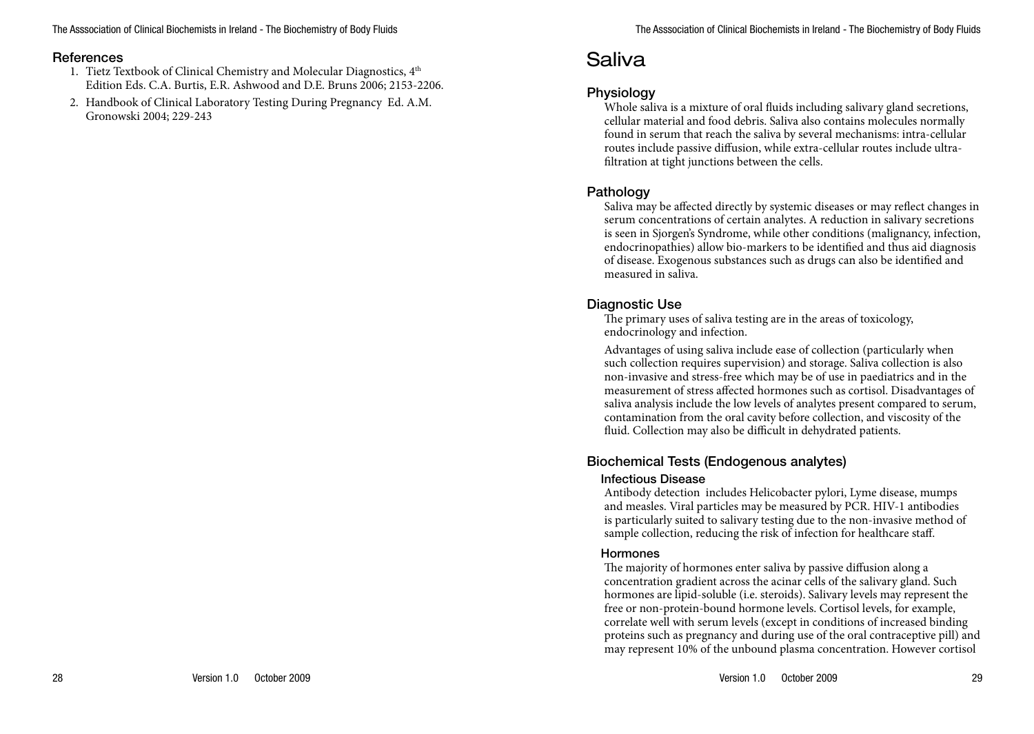## References

1. Tietz Textbook of Clinical Chemistry and Molecular Diagnostics, 4th Edition Eds. C.A. Burtis, E.R. Ashwood and D.E. Bruns 2006; 2153-2206.
2. Handbook of Clinical Laboratory Testing During Pregnancy Ed. A.M. Gronowski 2004; 229-243

# Saliva

## Physiology

Whole saliva is a mixture of oral fluids including salivary gland secretions, cellular material and food debris. Saliva also contains molecules normally found in serum that reach the saliva by several mechanisms: intra-cellular routes include passive diffusion, while extra-cellular routes include ultra-filtration at tight junctions between the cells.

## Pathology

Saliva may be affected directly by systemic diseases or may reflect changes in serum concentrations of certain analytes. A reduction in salivary secretions is seen in Sjorgen's Syndrome, while other conditions (malignancy, infection, endocrinopathies) allow bio-markers to be identified and thus aid diagnosis of disease. Exogenous substances such as drugs can also be identified and measured in saliva.

## Diagnostic Use

The primary uses of saliva testing are in the areas of toxicology, endocrinology and infection.

Advantages of using saliva include ease of collection (particularly when such collection requires supervision) and storage. Saliva collection is also non-invasive and stress-free which may be of use in paediatrics and in the measurement of stress affected hormones such as cortisol. Disadvantages of saliva analysis include the low levels of analytes present compared to serum, contamination from the oral cavity before collection, and viscosity of the fluid. Collection may also be difficult in dehydrated patients.

## Biochemical Tests (Endogenous analytes)

### Infectious Disease

Antibody detection includes Helicobacter pylori, Lyme disease, mumps and measles. Viral particles may be measured by PCR. HIV-1 antibodies is particularly suited to salivary testing due to the non-invasive method of sample collection, reducing the risk of infection for healthcare staff.

### Hormones

The majority of hormones enter saliva by passive diffusion along a concentration gradient across the acinar cells of the salivary gland. Such hormones are lipid-soluble (i.e. steroids). Salivary levels may represent the free or non-protein-bound hormone levels. Cortisol levels, for example, correlate well with serum levels (except in conditions of increased binding proteins such as pregnancy and during use of the oral contraceptive pill) and may represent 10% of the unbound plasma concentration. However cortisol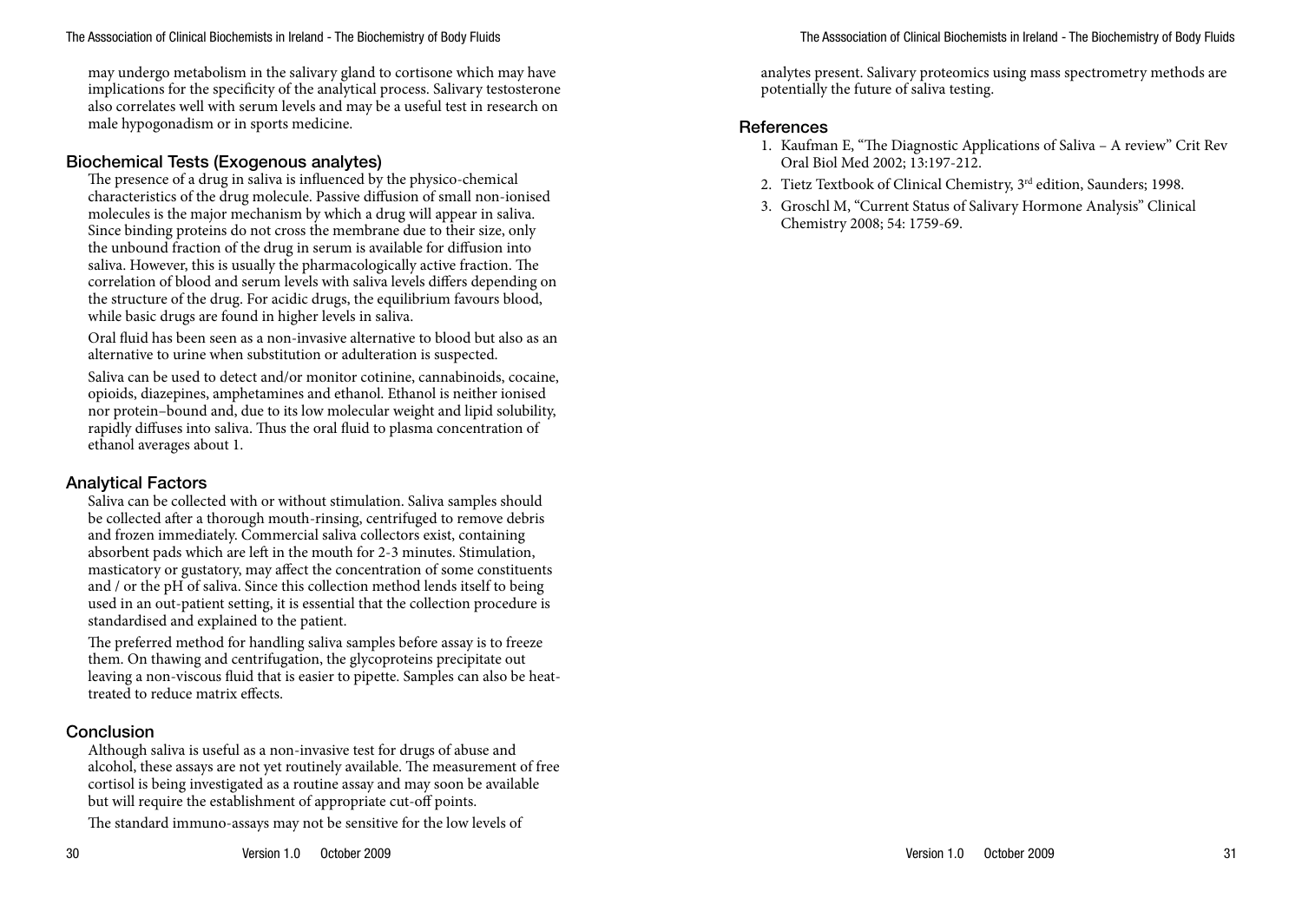may undergo metabolism in the salivary gland to cortisone which may have implications for the specificity of the analytical process. Salivary testosterone also correlates well with serum levels and may be a useful test in research on male hypogonadism or in sports medicine.

## Biochemical Tests (Exogenous analytes)

The presence of a drug in saliva is influenced by the physico-chemical characteristics of the drug molecule. Passive diffusion of small non-ionised molecules is the major mechanism by which a drug will appear in saliva. Since binding proteins do not cross the membrane due to their size, only the unbound fraction of the drug in serum is available for diffusion into saliva. However, this is usually the pharmacologically active fraction. The correlation of blood and serum levels with saliva levels differs depending on the structure of the drug. For acidic drugs, the equilibrium favours blood, while basic drugs are found in higher levels in saliva.

Oral fluid has been seen as a non-invasive alternative to blood but also as an alternative to urine when substitution or adulteration is suspected.

Saliva can be used to detect and/or monitor cotinine, cannabinoids, cocaine, opioids, diazepines, amphetamines and ethanol. Ethanol is neither ionised nor protein–bound and, due to its low molecular weight and lipid solubility, rapidly diffuses into saliva. Thus the oral fluid to plasma concentration of ethanol averages about 1.

## Analytical Factors

Saliva can be collected with or without stimulation. Saliva samples should be collected after a thorough mouth-rinsing, centrifuged to remove debris and frozen immediately. Commercial saliva collectors exist, containing absorbent pads which are left in the mouth for 2-3 minutes. Stimulation, masticatory or gustatory, may affect the concentration of some constituents and / or the pH of saliva. Since this collection method lends itself to being used in an out-patient setting, it is essential that the collection procedure is standardised and explained to the patient.

The preferred method for handling saliva samples before assay is to freeze them. On thawing and centrifugation, the glycoproteins precipitate out leaving a non-viscous fluid that is easier to pipette. Samples can also be heat-treated to reduce matrix effects.

## Conclusion

Although saliva is useful as a non-invasive test for drugs of abuse and alcohol, these assays are not yet routinely available. The measurement of free cortisol is being investigated as a routine assay and may soon be available but will require the establishment of appropriate cut-off points.

The standard immuno-assays may not be sensitive for the low levels of analytes present. Salivary proteomics using mass spectrometry methods are potentially the future of saliva testing.

## References

1. Kaufman E, "The Diagnostic Applications of Saliva – A review" Crit Rev Oral Biol Med 2002; 13:197-212.
2. Tietz Textbook of Clinical Chemistry, 3rd edition, Saunders; 1998.
3. Groschl M, "Current Status of Salivary Hormone Analysis" Clinical Chemistry 2008; 54: 1759-69.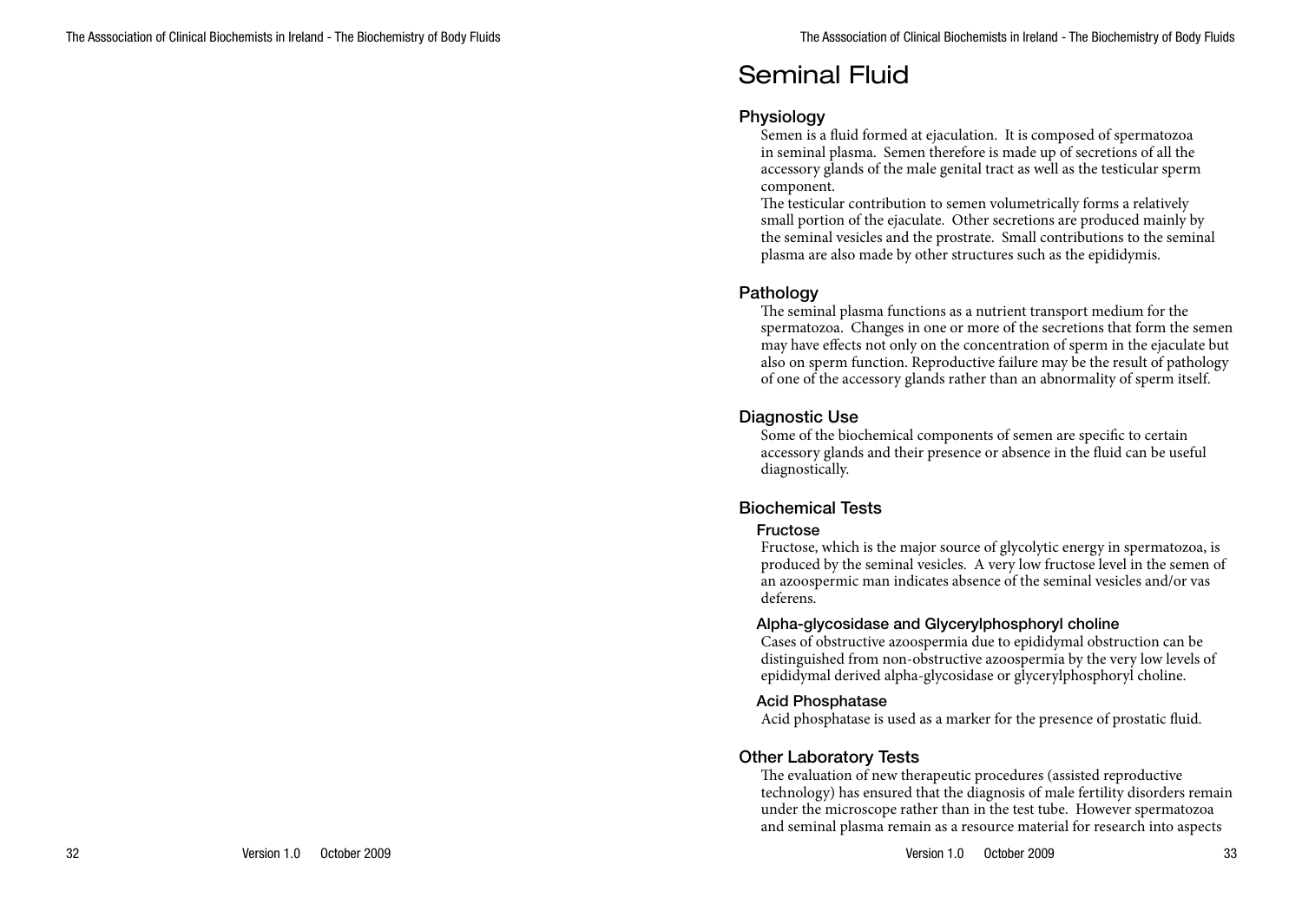# Seminal Fluid

## Physiology

Semen is a fluid formed at ejaculation. It is composed of spermatozoa in seminal plasma. Semen therefore is made up of secretions of all the accessory glands of the male genital tract as well as the testicular sperm component.

The testicular contribution to semen volumetrically forms a relatively small portion of the ejaculate. Other secretions are produced mainly by the seminal vesicles and the prostrate. Small contributions to the seminal plasma are also made by other structures such as the epididymis.

## Pathology

The seminal plasma functions as a nutrient transport medium for the spermatozoa. Changes in one or more of the secretions that form the semen may have effects not only on the concentration of sperm in the ejaculate but also on sperm function. Reproductive failure may be the result of pathology of one of the accessory glands rather than an abnormality of sperm itself.

## Diagnostic Use

Some of the biochemical components of semen are specific to certain accessory glands and their presence or absence in the fluid can be useful diagnostically.

## Biochemical Tests

### Fructose

Fructose, which is the major source of glycolytic energy in spermatozoa, is produced by the seminal vesicles. A very low fructose level in the semen of an azoospermic man indicates absence of the seminal vesicles and/or vas deferens.

### Alpha-glycosidase and Glycerylphosphoryl choline

Cases of obstructive azoospermia due to epididymal obstruction can be distinguished from non-obstructive azoospermia by the very low levels of epididymal derived alpha-glycosidase or glycerylphosphoryl choline.

### Acid Phosphatase

Acid phosphatase is used as a marker for the presence of prostatic fluid.

## Other Laboratory Tests

The evaluation of new therapeutic procedures (assisted reproductive technology) has ensured that the diagnosis of male fertility disorders remain under the microscope rather than in the test tube. However spermatozoa and seminal plasma remain as a resource material for research into aspects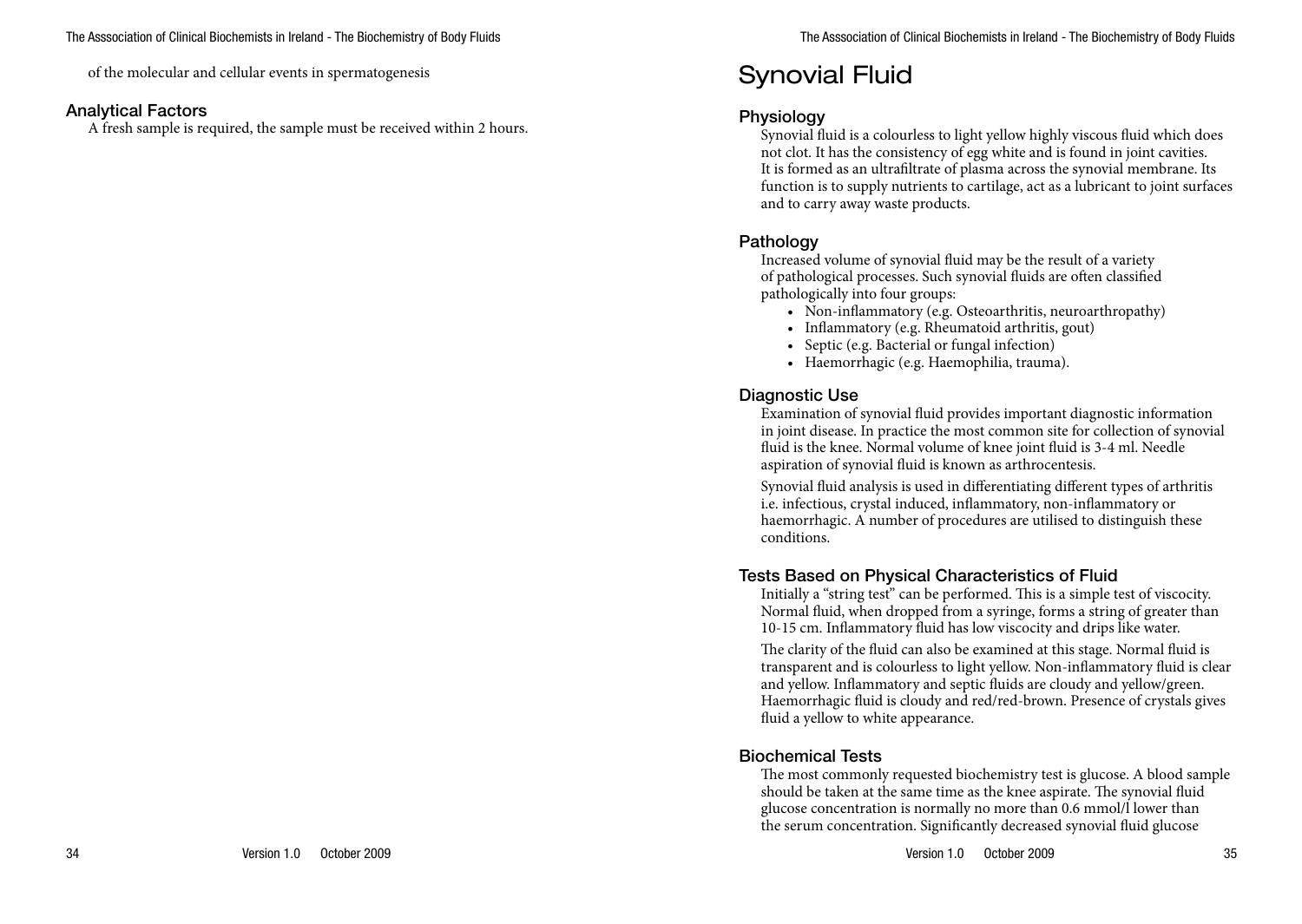of the molecular and cellular events in spermatogenesis

### Analytical Factors

A fresh sample is required, the sample must be received within 2 hours.

# Synovial Fluid

### Physiology

Synovial fluid is a colourless to light yellow highly viscous fluid which does not clot. It has the consistency of egg white and is found in joint cavities. It is formed as an ultrafiltrate of plasma across the synovial membrane. Its function is to supply nutrients to cartilage, act as a lubricant to joint surfaces and to carry away waste products.

### Pathology

Increased volume of synovial fluid may be the result of a variety of pathological processes. Such synovial fluids are often classified pathologically into four groups:

- Non-inflammatory (e.g. Osteoarthritis, neuroarthropathy)
- Inflammatory (e.g. Rheumatoid arthritis, gout)
- Septic (e.g. Bacterial or fungal infection)
- Haemorrhagic (e.g. Haemophilia, trauma).

### Diagnostic Use

Examination of synovial fluid provides important diagnostic information in joint disease. In practice the most common site for collection of synovial fluid is the knee. Normal volume of knee joint fluid is 3-4 ml. Needle aspiration of synovial fluid is known as arthrocentesis.

Synovial fluid analysis is used in differentiating different types of arthritis i.e. infectious, crystal induced, inflammatory, non-inflammatory or haemorrhagic. A number of procedures are utilised to distinguish these conditions.

### Tests Based on Physical Characteristics of Fluid

Initially a "string test" can be performed. This is a simple test of viscocity. Normal fluid, when dropped from a syringe, forms a string of greater than 10-15 cm. Inflammatory fluid has low viscocity and drips like water.

The clarity of the fluid can also be examined at this stage. Normal fluid is transparent and is colourless to light yellow. Non-inflammatory fluid is clear and yellow. Inflammatory and septic fluids are cloudy and yellow/green. Haemorrhagic fluid is cloudy and red/red-brown. Presence of crystals gives fluid a yellow to white appearance.

### Biochemical Tests

The most commonly requested biochemistry test is glucose. A blood sample should be taken at the same time as the knee aspirate. The synovial fluid glucose concentration is normally no more than 0.6 mmol/l lower than the serum concentration. Significantly decreased synovial fluid glucose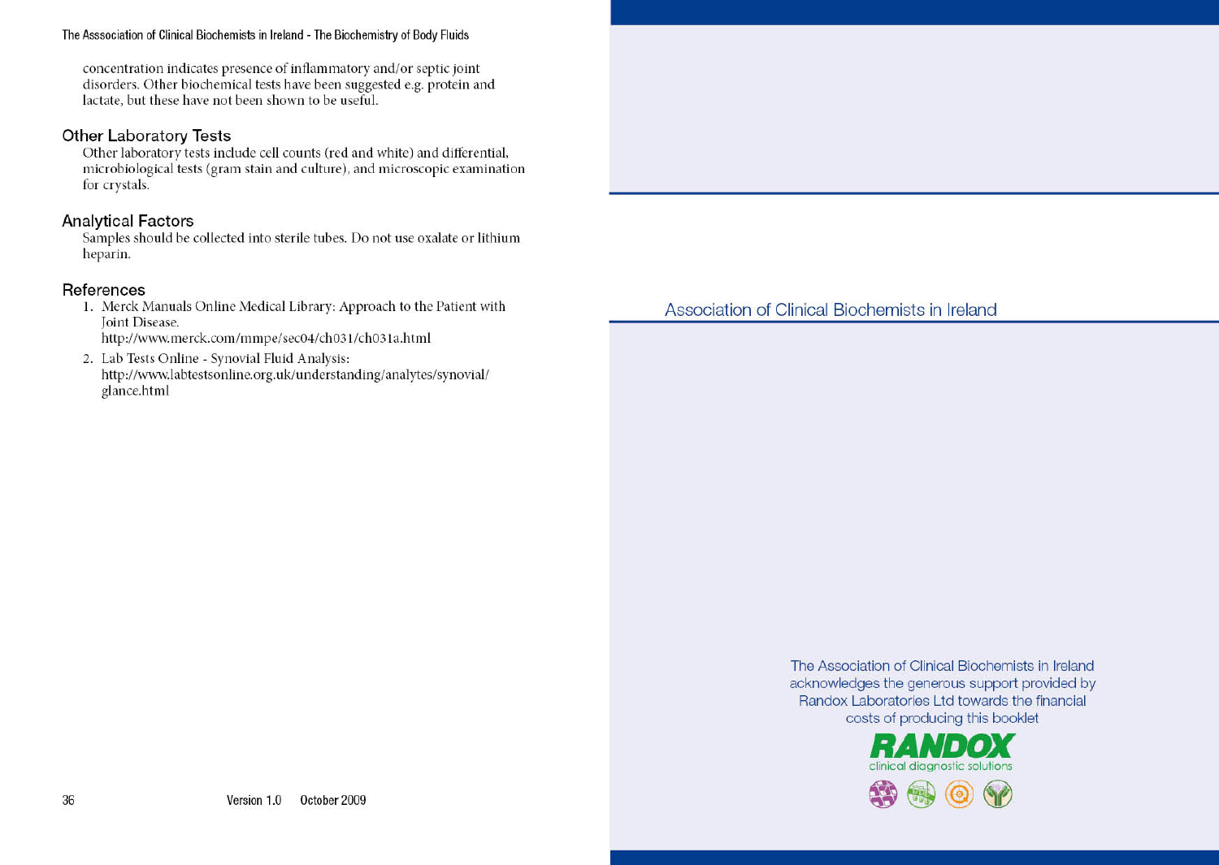concentration indicates presence of inflammatory and/or septic joint disorders. Other biochemical tests have been suggested e.g. protein and lactate, but these have not been shown to be useful.

### Other Laboratory Tests

Other laboratory tests include cell counts (red and white) and differential, microbiological tests (gram stain and culture), and microscopic examination for crystals.

### Analytical Factors

Samples should be collected into sterile tubes. Do not use oxalate or lithium heparin.

### References

1. Merck Manuals Online Medical Library: Approach to the Patient with Joint Disease.
   http://www.merck.com/mmpe/sec04/ch031/ch031a.html
2. Lab Tests Online - Synovial Fluid Analysis:
   http://www.labtestsonline.org.uk/understanding/analytes/synovial/glance.html

Version 1.0 October 2009

Association of Clinical Biochemists in Ireland

The Association of Clinical Biochemists in Ireland acknowledges the generous support provided by Randox Laboratories Ltd towards the financial costs of producing this booklet

RANDOX
clinical diagnostic solutions